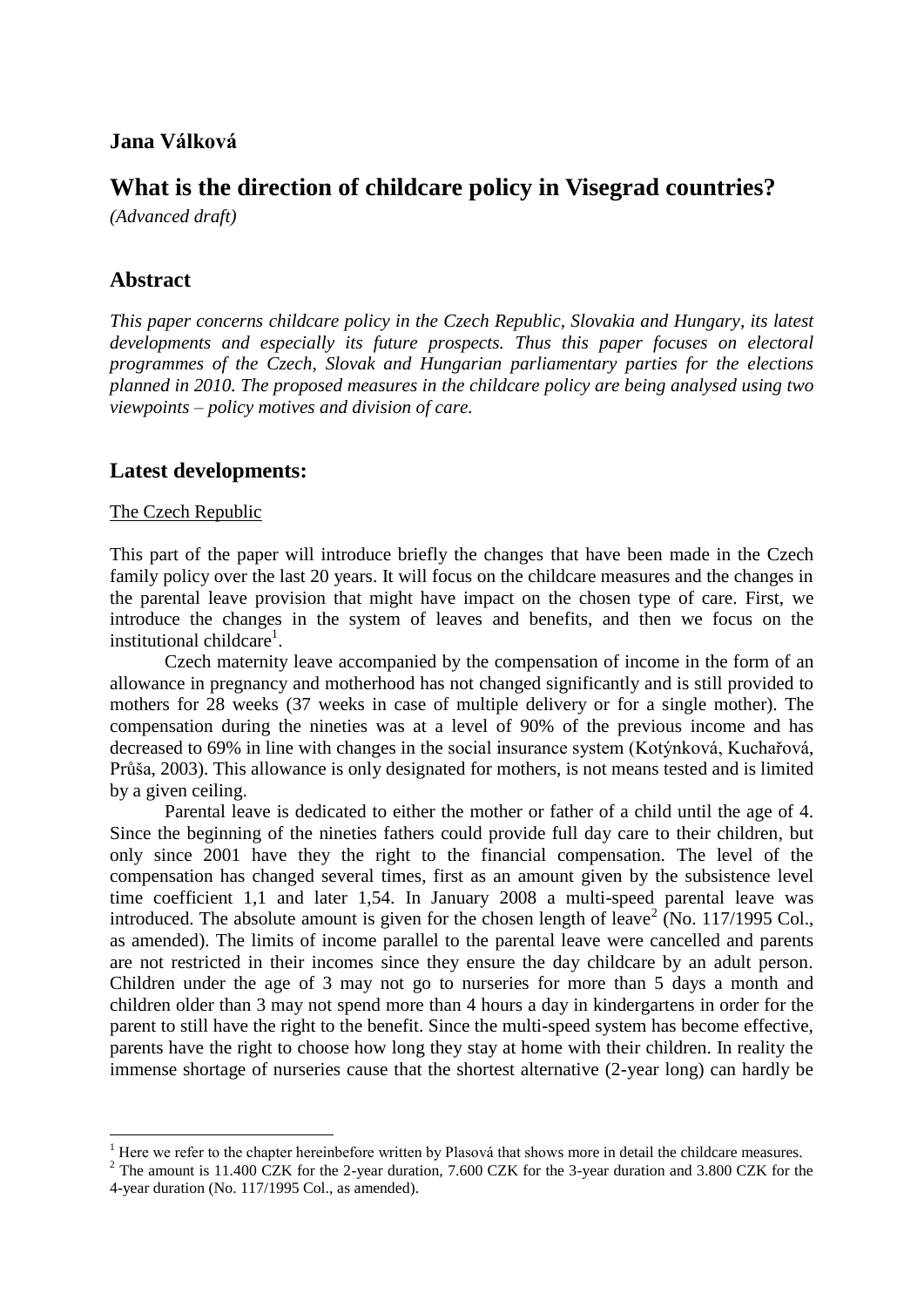**Jana Válková**

# What is the direction of childcare policy in Visegrad countries?

*(Advanced draft)*

## Abstract

*This paper concerns childcare policy in the Czech Republic, Slovakia and Hungary, its latest developments and especially its future prospects. Thus this paper focuses on electoral programmes of the Czech, Slovak and Hungarian parliamentary parties for the elections planned in 2010. The proposed measures in the childcare policy are being analysed using two viewpoints – policy motives and division of care.*

## Latest developments:

The Czech Republic

This part of the paper will introduce briefly the changes that have been made in the Czech family policy over the last 20 years. It will focus on the childcare measures and the changes in the parental leave provision that might have impact on the chosen type of care. First, we introduce the changes in the system of leaves and benefits, and then we focus on the institutional childcare[1].

Czech maternity leave accompanied by the compensation of income in the form of an allowance in pregnancy and motherhood has not changed significantly and is still provided to mothers for 28 weeks (37 weeks in case of multiple delivery or for a single mother). The compensation during the nineties was at a level of 90% of the previous income and has decreased to 69% in line with changes in the social insurance system (Kotýnková, Kuchařová, Průša, 2003). This allowance is only designated for mothers, is not means tested and is limited by a given ceiling.

Parental leave is dedicated to either the mother or father of a child until the age of 4. Since the beginning of the nineties fathers could provide full day care to their children, but only since 2001 have they the right to the financial compensation. The level of the compensation has changed several times, first as an amount given by the subsistence level time coefficient 1,1 and later 1,54. In January 2008 a multi-speed parental leave was introduced. The absolute amount is given for the chosen length of leave[2] (No. 117/1995 Col., as amended). The limits of income parallel to the parental leave were cancelled and parents are not restricted in their incomes since they ensure the day childcare by an adult person. Children under the age of 3 may not go to nurseries for more than 5 days a month and children older than 3 may not spend more than 4 hours a day in kindergartens in order for the parent to still have the right to the benefit. Since the multi-speed system has become effective, parents have the right to choose how long they stay at home with their children. In reality the immense shortage of nurseries cause that the shortest alternative (2-year long) can hardly be

[1] Here we refer to the chapter hereinbefore written by Plasová that shows more in detail the childcare measures.

[2] The amount is 11.400 CZK for the 2-year duration, 7.600 CZK for the 3-year duration and 3.800 CZK for the 4-year duration (No. 117/1995 Col., as amended).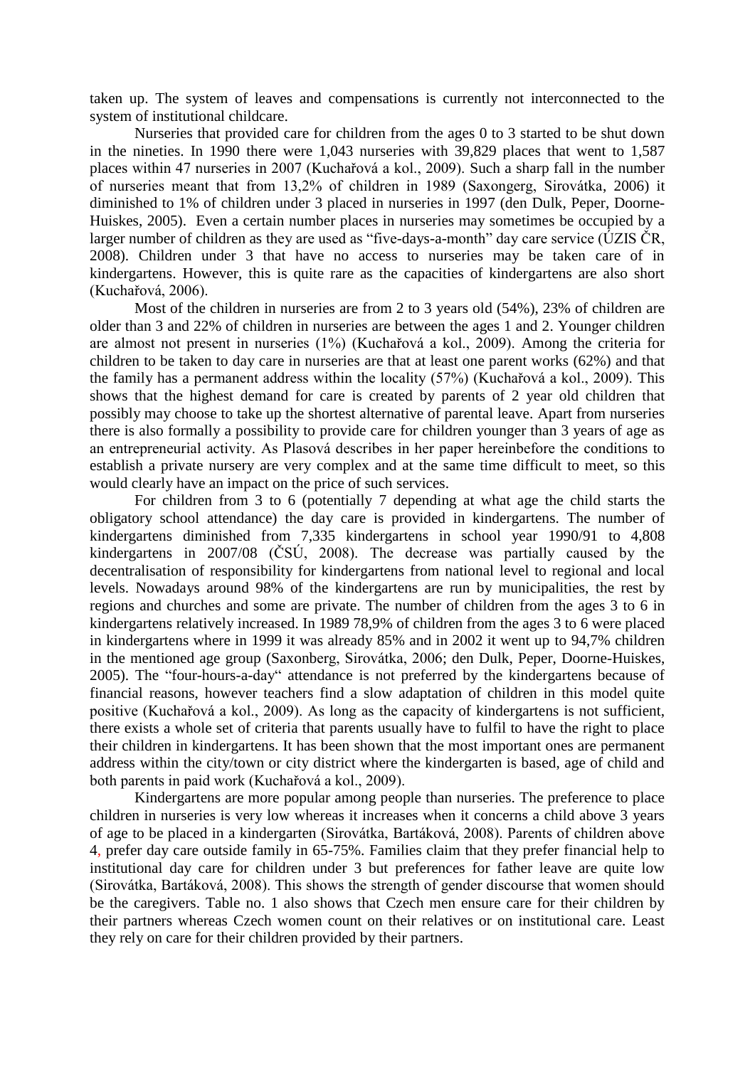taken up. The system of leaves and compensations is currently not interconnected to the system of institutional childcare.

Nurseries that provided care for children from the ages 0 to 3 started to be shut down in the nineties. In 1990 there were 1,043 nurseries with 39,829 places that went to 1,587 places within 47 nurseries in 2007 (Kuchařová a kol., 2009). Such a sharp fall in the number of nurseries meant that from 13,2% of children in 1989 (Saxongerg, Sirovátka, 2006) it diminished to 1% of children under 3 placed in nurseries in 1997 (den Dulk, Peper, Doorne-Huiskes, 2005). Even a certain number places in nurseries may sometimes be occupied by a larger number of children as they are used as "five-days-a-month" day care service (ÚZIS ČR, 2008). Children under 3 that have no access to nurseries may be taken care of in kindergartens. However, this is quite rare as the capacities of kindergartens are also short (Kuchařová, 2006).

Most of the children in nurseries are from 2 to 3 years old (54%), 23% of children are older than 3 and 22% of children in nurseries are between the ages 1 and 2. Younger children are almost not present in nurseries (1%) (Kuchařová a kol., 2009). Among the criteria for children to be taken to day care in nurseries are that at least one parent works (62%) and that the family has a permanent address within the locality (57%) (Kuchařová a kol., 2009). This shows that the highest demand for care is created by parents of 2 year old children that possibly may choose to take up the shortest alternative of parental leave. Apart from nurseries there is also formally a possibility to provide care for children younger than 3 years of age as an entrepreneurial activity. As Plasová describes in her paper hereinbefore the conditions to establish a private nursery are very complex and at the same time difficult to meet, so this would clearly have an impact on the price of such services.

For children from 3 to 6 (potentially 7 depending at what age the child starts the obligatory school attendance) the day care is provided in kindergartens. The number of kindergartens diminished from 7,335 kindergartens in school year 1990/91 to 4,808 kindergartens in 2007/08 (ČSÚ, 2008). The decrease was partially caused by the decentralisation of responsibility for kindergartens from national level to regional and local levels. Nowadays around 98% of the kindergartens are run by municipalities, the rest by regions and churches and some are private. The number of children from the ages 3 to 6 in kindergartens relatively increased. In 1989 78,9% of children from the ages 3 to 6 were placed in kindergartens where in 1999 it was already 85% and in 2002 it went up to 94,7% children in the mentioned age group (Saxonberg, Sirovátka, 2006; den Dulk, Peper, Doorne-Huiskes, 2005). The "four-hours-a-day" attendance is not preferred by the kindergartens because of financial reasons, however teachers find a slow adaptation of children in this model quite positive (Kuchařová a kol., 2009). As long as the capacity of kindergartens is not sufficient, there exists a whole set of criteria that parents usually have to fulfil to have the right to place their children in kindergartens. It has been shown that the most important ones are permanent address within the city/town or city district where the kindergarten is based, age of child and both parents in paid work (Kuchařová a kol., 2009).

Kindergartens are more popular among people than nurseries. The preference to place children in nurseries is very low whereas it increases when it concerns a child above 3 years of age to be placed in a kindergarten (Sirovátka, Bartáková, 2008). Parents of children above 4, prefer day care outside family in 65-75%. Families claim that they prefer financial help to institutional day care for children under 3 but preferences for father leave are quite low (Sirovátka, Bartáková, 2008). This shows the strength of gender discourse that women should be the caregivers. Table no. 1 also shows that Czech men ensure care for their children by their partners whereas Czech women count on their relatives or on institutional care. Least they rely on care for their children provided by their partners.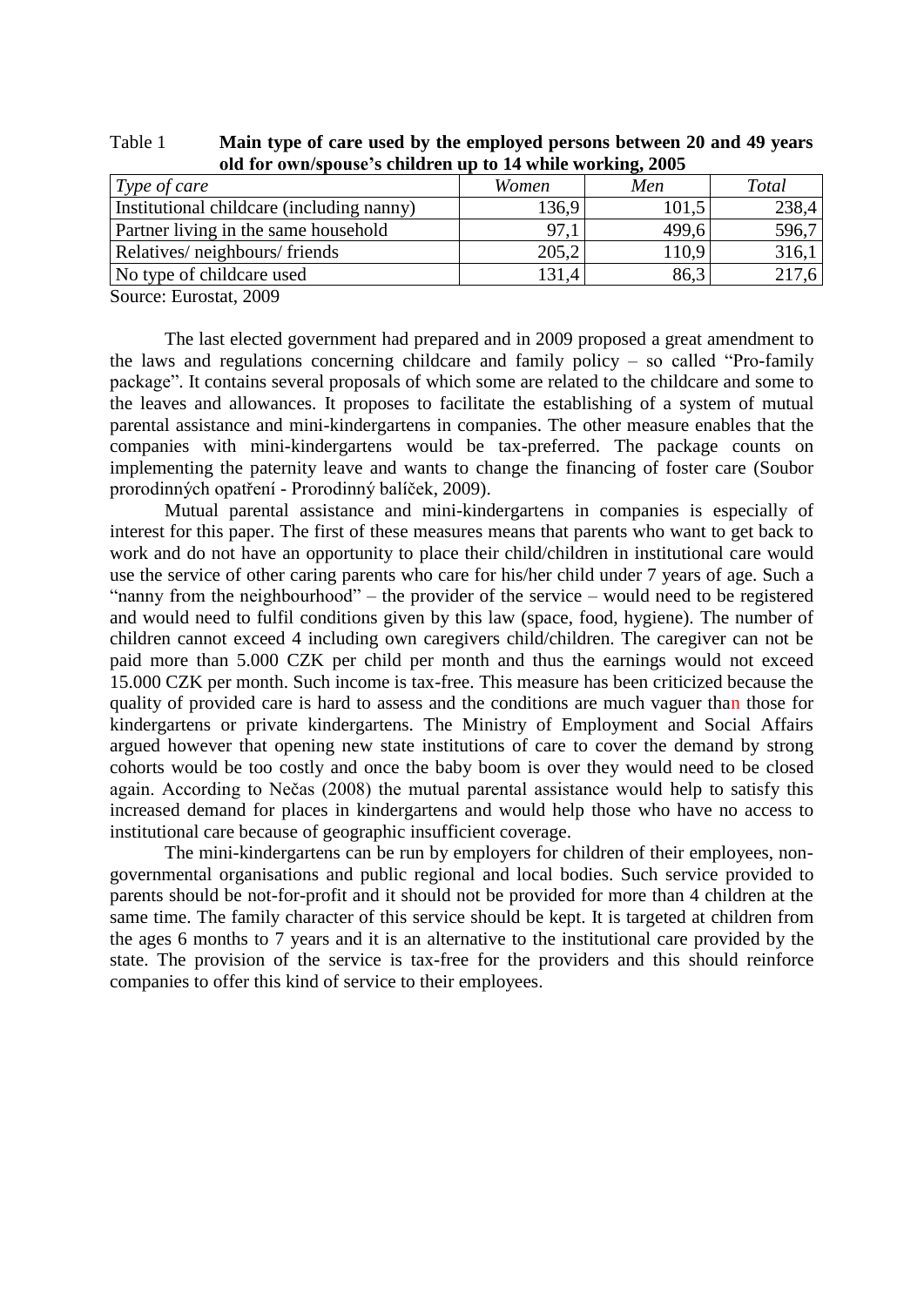Table 1 **Main type of care used by the employed persons between 20 and 49 years old for own/spouse's children up to 14 while working, 2005**

| *Type of care* | *Women* | *Men* | *Total* |
|---|---|---|---|
| Institutional childcare (including nanny) | 136,9 | 101,5 | 238,4 |
| Partner living in the same household | 97,1 | 499,6 | 596,7 |
| Relatives/ neighbours/ friends | 205,2 | 110,9 | 316,1 |
| No type of childcare used | 131,4 | 86,3 | 217,6 |

Source: Eurostat, 2009

The last elected government had prepared and in 2009 proposed a great amendment to the laws and regulations concerning childcare and family policy – so called "Pro-family package". It contains several proposals of which some are related to the childcare and some to the leaves and allowances. It proposes to facilitate the establishing of a system of mutual parental assistance and mini-kindergartens in companies. The other measure enables that the companies with mini-kindergartens would be tax-preferred. The package counts on implementing the paternity leave and wants to change the financing of foster care (Soubor prorodinných opatření - Prorodinný balíček, 2009).

Mutual parental assistance and mini-kindergartens in companies is especially of interest for this paper. The first of these measures means that parents who want to get back to work and do not have an opportunity to place their child/children in institutional care would use the service of other caring parents who care for his/her child under 7 years of age. Such a "nanny from the neighbourhood" – the provider of the service – would need to be registered and would need to fulfil conditions given by this law (space, food, hygiene). The number of children cannot exceed 4 including own caregivers child/children. The caregiver can not be paid more than 5.000 CZK per child per month and thus the earnings would not exceed 15.000 CZK per month. Such income is tax-free. This measure has been criticized because the quality of provided care is hard to assess and the conditions are much vaguer than those for kindergartens or private kindergartens. The Ministry of Employment and Social Affairs argued however that opening new state institutions of care to cover the demand by strong cohorts would be too costly and once the baby boom is over they would need to be closed again. According to Nečas (2008) the mutual parental assistance would help to satisfy this increased demand for places in kindergartens and would help those who have no access to institutional care because of geographic insufficient coverage.

The mini-kindergartens can be run by employers for children of their employees, non-governmental organisations and public regional and local bodies. Such service provided to parents should be not-for-profit and it should not be provided for more than 4 children at the same time. The family character of this service should be kept. It is targeted at children from the ages 6 months to 7 years and it is an alternative to the institutional care provided by the state. The provision of the service is tax-free for the providers and this should reinforce companies to offer this kind of service to their employees.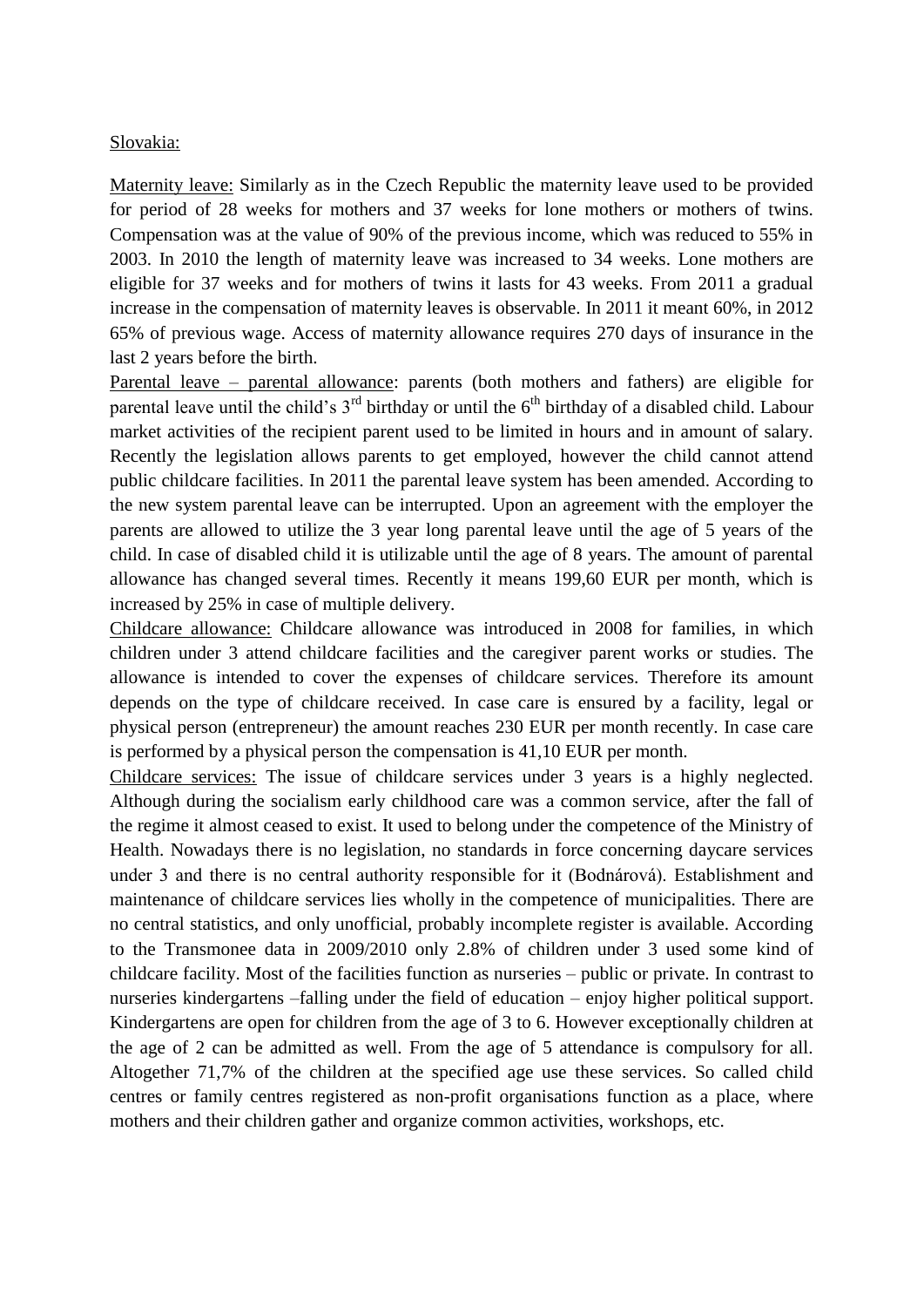Slovakia:

Maternity leave: Similarly as in the Czech Republic the maternity leave used to be provided for period of 28 weeks for mothers and 37 weeks for lone mothers or mothers of twins. Compensation was at the value of 90% of the previous income, which was reduced to 55% in 2003. In 2010 the length of maternity leave was increased to 34 weeks. Lone mothers are eligible for 37 weeks and for mothers of twins it lasts for 43 weeks. From 2011 a gradual increase in the compensation of maternity leaves is observable. In 2011 it meant 60%, in 2012 65% of previous wage. Access of maternity allowance requires 270 days of insurance in the last 2 years before the birth.

Parental leave – parental allowance: parents (both mothers and fathers) are eligible for parental leave until the child's 3rd birthday or until the 6th birthday of a disabled child. Labour market activities of the recipient parent used to be limited in hours and in amount of salary. Recently the legislation allows parents to get employed, however the child cannot attend public childcare facilities. In 2011 the parental leave system has been amended. According to the new system parental leave can be interrupted. Upon an agreement with the employer the parents are allowed to utilize the 3 year long parental leave until the age of 5 years of the child. In case of disabled child it is utilizable until the age of 8 years. The amount of parental allowance has changed several times. Recently it means 199,60 EUR per month, which is increased by 25% in case of multiple delivery.

Childcare allowance: Childcare allowance was introduced in 2008 for families, in which children under 3 attend childcare facilities and the caregiver parent works or studies. The allowance is intended to cover the expenses of childcare services. Therefore its amount depends on the type of childcare received. In case care is ensured by a facility, legal or physical person (entrepreneur) the amount reaches 230 EUR per month recently. In case care is performed by a physical person the compensation is 41,10 EUR per month.

Childcare services: The issue of childcare services under 3 years is a highly neglected. Although during the socialism early childhood care was a common service, after the fall of the regime it almost ceased to exist. It used to belong under the competence of the Ministry of Health. Nowadays there is no legislation, no standards in force concerning daycare services under 3 and there is no central authority responsible for it (Bodnárová). Establishment and maintenance of childcare services lies wholly in the competence of municipalities. There are no central statistics, and only unofficial, probably incomplete register is available. According to the Transmonee data in 2009/2010 only 2.8% of children under 3 used some kind of childcare facility. Most of the facilities function as nurseries – public or private. In contrast to nurseries kindergartens –falling under the field of education – enjoy higher political support. Kindergartens are open for children from the age of 3 to 6. However exceptionally children at the age of 2 can be admitted as well. From the age of 5 attendance is compulsory for all. Altogether 71,7% of the children at the specified age use these services. So called child centres or family centres registered as non-profit organisations function as a place, where mothers and their children gather and organize common activities, workshops, etc.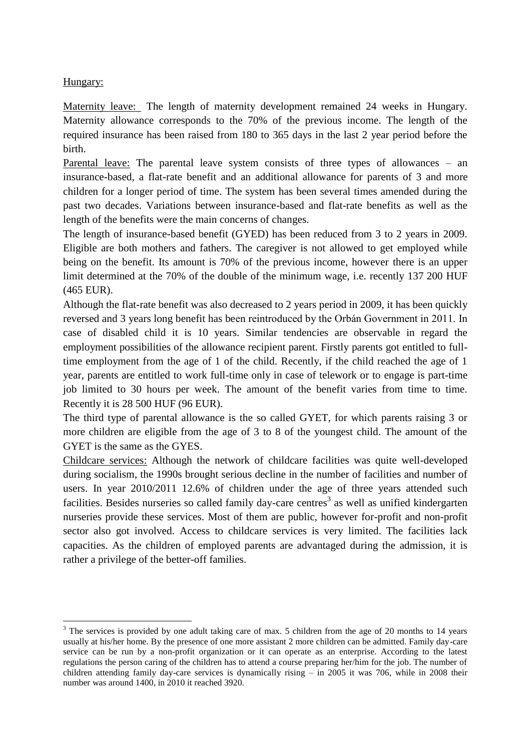Hungary:

Maternity leave: The length of maternity development remained 24 weeks in Hungary. Maternity allowance corresponds to the 70% of the previous income. The length of the required insurance has been raised from 180 to 365 days in the last 2 year period before the birth.

Parental leave: The parental leave system consists of three types of allowances – an insurance-based, a flat-rate benefit and an additional allowance for parents of 3 and more children for a longer period of time. The system has been several times amended during the past two decades. Variations between insurance-based and flat-rate benefits as well as the length of the benefits were the main concerns of changes.

The length of insurance-based benefit (GYED) has been reduced from 3 to 2 years in 2009. Eligible are both mothers and fathers. The caregiver is not allowed to get employed while being on the benefit. Its amount is 70% of the previous income, however there is an upper limit determined at the 70% of the double of the minimum wage, i.e. recently 137 200 HUF (465 EUR).

Although the flat-rate benefit was also decreased to 2 years period in 2009, it has been quickly reversed and 3 years long benefit has been reintroduced by the Orbán Government in 2011. In case of disabled child it is 10 years. Similar tendencies are observable in regard the employment possibilities of the allowance recipient parent. Firstly parents got entitled to full-time employment from the age of 1 of the child. Recently, if the child reached the age of 1 year, parents are entitled to work full-time only in case of telework or to engage is part-time job limited to 30 hours per week. The amount of the benefit varies from time to time. Recently it is 28 500 HUF (96 EUR).

The third type of parental allowance is the so called GYET, for which parents raising 3 or more children are eligible from the age of 3 to 8 of the youngest child. The amount of the GYET is the same as the GYES.

Childcare services: Although the network of childcare facilities was quite well-developed during socialism, the 1990s brought serious decline in the number of facilities and number of users. In year 2010/2011 12.6% of children under the age of three years attended such facilities. Besides nurseries so called family day-care centres[3] as well as unified kindergarten nurseries provide these services. Most of them are public, however for-profit and non-profit sector also got involved. Access to childcare services is very limited. The facilities lack capacities. As the children of employed parents are advantaged during the admission, it is rather a privilege of the better-off families.

---

[3] The services is provided by one adult taking care of max. 5 children from the age of 20 months to 14 years usually at his/her home. By the presence of one more assistant 2 more children can be admitted. Family day-care service can be run by a non-profit organization or it can operate as an enterprise. According to the latest regulations the person caring of the children has to attend a course preparing her/him for the job. The number of children attending family day-care services is dynamically rising – in 2005 it was 706, while in 2008 their number was around 1400, in 2010 it reached 3920.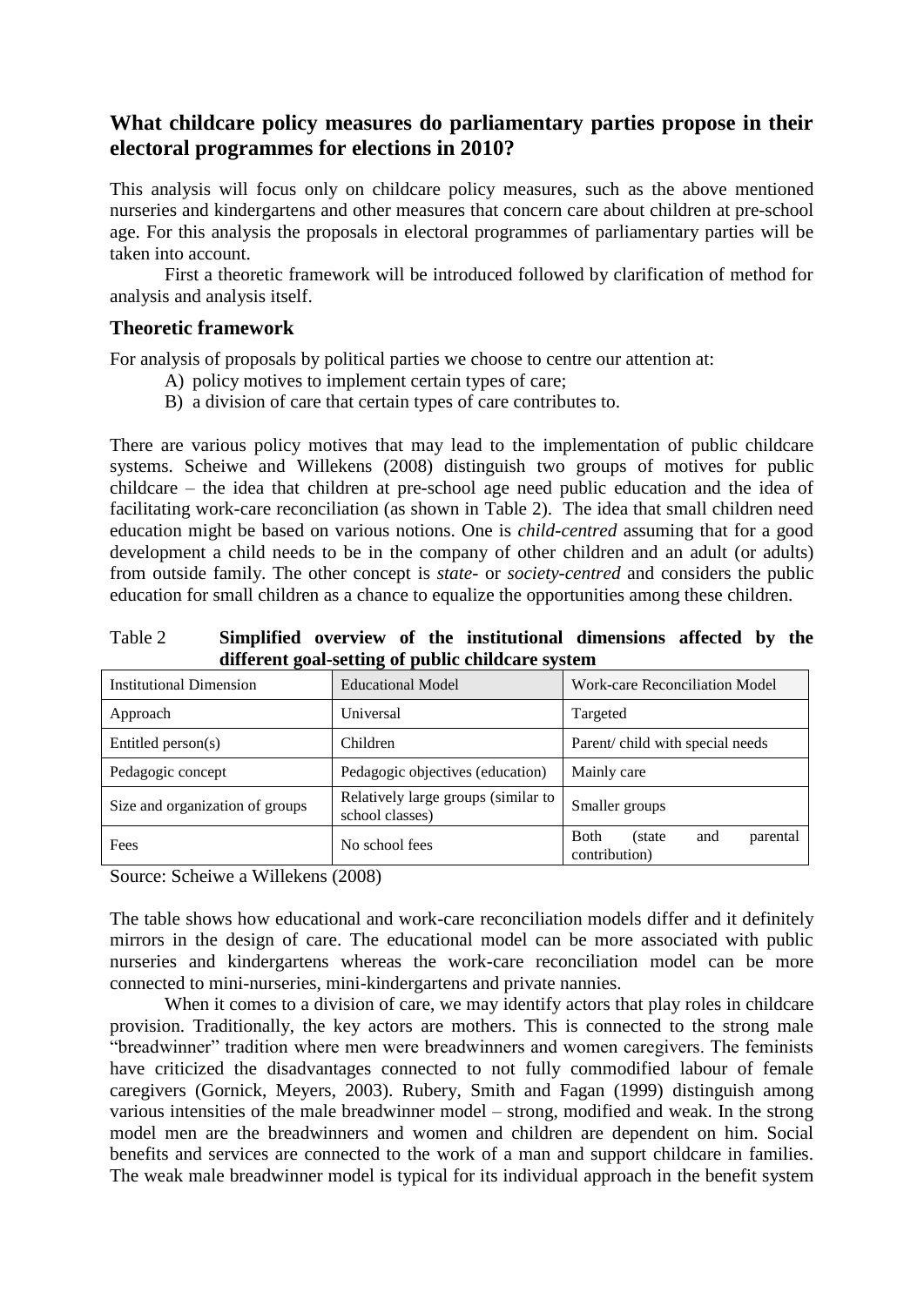## What childcare policy measures do parliamentary parties propose in their electoral programmes for elections in 2010?

This analysis will focus only on childcare policy measures, such as the above mentioned nurseries and kindergartens and other measures that concern care about children at pre-school age. For this analysis the proposals in electoral programmes of parliamentary parties will be taken into account.

First a theoretic framework will be introduced followed by clarification of method for analysis and analysis itself.

### Theoretic framework

For analysis of proposals by political parties we choose to centre our attention at:

A) policy motives to implement certain types of care;
B) a division of care that certain types of care contributes to.

There are various policy motives that may lead to the implementation of public childcare systems. Scheiwe and Willekens (2008) distinguish two groups of motives for public childcare – the idea that children at pre-school age need public education and the idea of facilitating work-care reconciliation (as shown in Table 2). The idea that small children need education might be based on various notions. One is *child-centred* assuming that for a good development a child needs to be in the company of other children and an adult (or adults) from outside family. The other concept is *state-* or *society-centred* and considers the public education for small children as a chance to equalize the opportunities among these children.

Table 2 **Simplified overview of the institutional dimensions affected by the different goal-setting of public childcare system**

| Institutional Dimension | Educational Model | Work-care Reconciliation Model |
|---|---|---|
| Approach | Universal | Targeted |
| Entitled person(s) | Children | Parent/ child with special needs |
| Pedagogic concept | Pedagogic objectives (education) | Mainly care |
| Size and organization of groups | Relatively large groups (similar to school classes) | Smaller groups |
| Fees | No school fees | Both (state and parental contribution) |

Source: Scheiwe a Willekens (2008)

The table shows how educational and work-care reconciliation models differ and it definitely mirrors in the design of care. The educational model can be more associated with public nurseries and kindergartens whereas the work-care reconciliation model can be more connected to mini-nurseries, mini-kindergartens and private nannies.

When it comes to a division of care, we may identify actors that play roles in childcare provision. Traditionally, the key actors are mothers. This is connected to the strong male "breadwinner" tradition where men were breadwinners and women caregivers. The feminists have criticized the disadvantages connected to not fully commodified labour of female caregivers (Gornick, Meyers, 2003). Rubery, Smith and Fagan (1999) distinguish among various intensities of the male breadwinner model – strong, modified and weak. In the strong model men are the breadwinners and women and children are dependent on him. Social benefits and services are connected to the work of a man and support childcare in families. The weak male breadwinner model is typical for its individual approach in the benefit system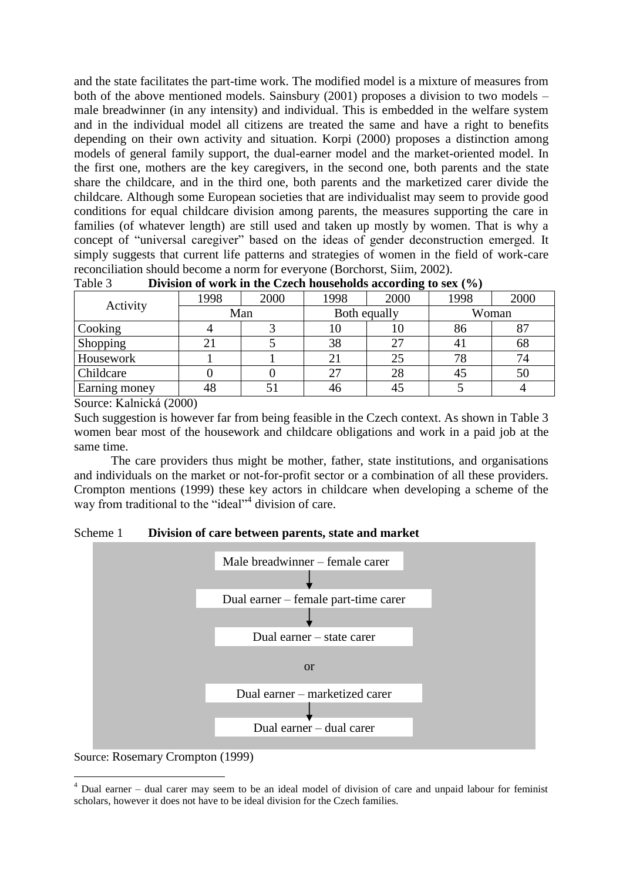and the state facilitates the part-time work. The modified model is a mixture of measures from both of the above mentioned models. Sainsbury (2001) proposes a division to two models – male breadwinner (in any intensity) and individual. This is embedded in the welfare system and in the individual model all citizens are treated the same and have a right to benefits depending on their own activity and situation. Korpi (2000) proposes a distinction among models of general family support, the dual-earner model and the market-oriented model. In the first one, mothers are the key caregivers, in the second one, both parents and the state share the childcare, and in the third one, both parents and the marketized carer divide the childcare. Although some European societies that are individualist may seem to provide good conditions for equal childcare division among parents, the measures supporting the care in families (of whatever length) are still used and taken up mostly by women. That is why a concept of "universal caregiver" based on the ideas of gender deconstruction emerged. It simply suggests that current life patterns and strategies of women in the field of work-care reconciliation should become a norm for everyone (Borchorst, Siim, 2002).

Table 3 **Division of work in the Czech households according to sex (%)**

| Activity | 1998 | 2000 | 1998 | 2000 | 1998 | 2000 |
|---|---|---|---|---|---|---|
| | Man | | Both equally | | Woman | |
| Cooking | 4 | 3 | 10 | 10 | 86 | 87 |
| Shopping | 21 | 5 | 38 | 27 | 41 | 68 |
| Housework | 1 | 1 | 21 | 25 | 78 | 74 |
| Childcare | 0 | 0 | 27 | 28 | 45 | 50 |
| Earning money | 48 | 51 | 46 | 45 | 5 | 4 |

Source: Kalnická (2000)

Such suggestion is however far from being feasible in the Czech context. As shown in Table 3 women bear most of the housework and childcare obligations and work in a paid job at the same time.

The care providers thus might be mother, father, state institutions, and organisations and individuals on the market or not-for-profit sector or a combination of all these providers. Crompton mentions (1999) these key actors in childcare when developing a scheme of the way from traditional to the "ideal"[4] division of care.

Scheme 1 **Division of care between parents, state and market**

Male breadwinner – female carer

↓

Dual earner – female part-time carer

↓

Dual earner – state carer

or

Dual earner – marketized carer

↓

Dual earner – dual carer

Source: Rosemary Crompton (1999)

[4] Dual earner – dual carer may seem to be an ideal model of division of care and unpaid labour for feminist scholars, however it does not have to be ideal division for the Czech families.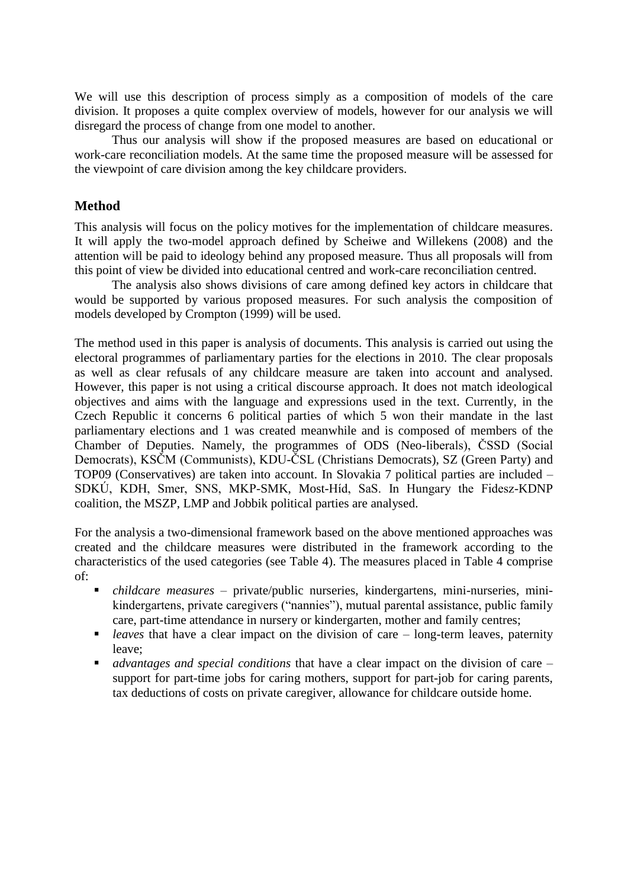We will use this description of process simply as a composition of models of the care division. It proposes a quite complex overview of models, however for our analysis we will disregard the process of change from one model to another.

Thus our analysis will show if the proposed measures are based on educational or work-care reconciliation models. At the same time the proposed measure will be assessed for the viewpoint of care division among the key childcare providers.

## Method

This analysis will focus on the policy motives for the implementation of childcare measures. It will apply the two-model approach defined by Scheiwe and Willekens (2008) and the attention will be paid to ideology behind any proposed measure. Thus all proposals will from this point of view be divided into educational centred and work-care reconciliation centred.

The analysis also shows divisions of care among defined key actors in childcare that would be supported by various proposed measures. For such analysis the composition of models developed by Crompton (1999) will be used.

The method used in this paper is analysis of documents. This analysis is carried out using the electoral programmes of parliamentary parties for the elections in 2010. The clear proposals as well as clear refusals of any childcare measure are taken into account and analysed. However, this paper is not using a critical discourse approach. It does not match ideological objectives and aims with the language and expressions used in the text. Currently, in the Czech Republic it concerns 6 political parties of which 5 won their mandate in the last parliamentary elections and 1 was created meanwhile and is composed of members of the Chamber of Deputies. Namely, the programmes of ODS (Neo-liberals), ČSSD (Social Democrats), KSČM (Communists), KDU-ČSL (Christians Democrats), SZ (Green Party) and TOP09 (Conservatives) are taken into account. In Slovakia 7 political parties are included – SDKÚ, KDH, Smer, SNS, MKP-SMK, Most-Híd, SaS. In Hungary the Fidesz-KDNP coalition, the MSZP, LMP and Jobbik political parties are analysed.

For the analysis a two-dimensional framework based on the above mentioned approaches was created and the childcare measures were distributed in the framework according to the characteristics of the used categories (see Table 4). The measures placed in Table 4 comprise of:

- *childcare measures* – private/public nurseries, kindergartens, mini-nurseries, mini-kindergartens, private caregivers ("nannies"), mutual parental assistance, public family care, part-time attendance in nursery or kindergarten, mother and family centres;
- *leaves* that have a clear impact on the division of care – long-term leaves, paternity leave;
- *advantages and special conditions* that have a clear impact on the division of care – support for part-time jobs for caring mothers, support for part-job for caring parents, tax deductions of costs on private caregiver, allowance for childcare outside home.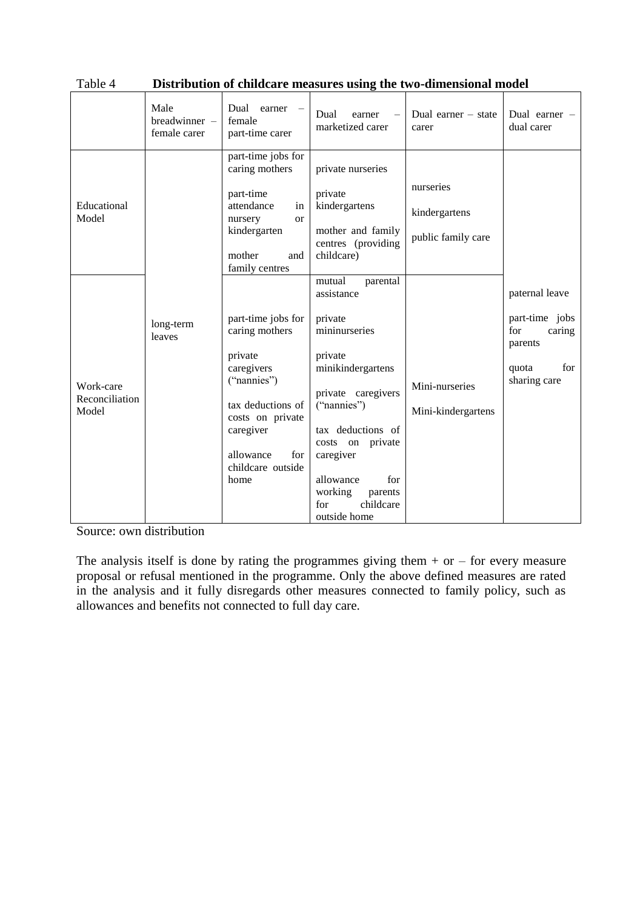Table 4 **Distribution of childcare measures using the two-dimensional model**

| | Male breadwinner – female carer | Dual earner – female part-time carer | Dual earner – marketized carer | Dual earner – state carer | Dual earner – dual carer |
|---|---|---|---|---|---|
| Educational Model | long-term leaves | part-time jobs for caring mothers<br><br>part-time attendance in nursery or kindergarten<br><br>mother and family centres | private nurseries<br><br>private kindergartens<br><br>mother and family centres (providing childcare) | nurseries<br><br>kindergartens<br><br>public family care | paternal leave<br><br>part-time jobs for caring parents<br><br>quota for sharing care |
| Work-care Reconciliation Model | | part-time jobs for caring mothers<br><br>private caregivers ("nannies")<br><br>tax deductions of costs on private caregiver<br><br>allowance for childcare outside home | mutual parental assistance<br><br>private mininurseries<br><br>private minikindergartens<br><br>private caregivers ("nannies")<br><br>tax deductions of costs on private caregiver<br><br>allowance for working parents for childcare outside home | Mini-nurseries<br><br>Mini-kindergartens | |

Source: own distribution

The analysis itself is done by rating the programmes giving them + or – for every measure proposal or refusal mentioned in the programme. Only the above defined measures are rated in the analysis and it fully disregards other measures connected to family policy, such as allowances and benefits not connected to full day care.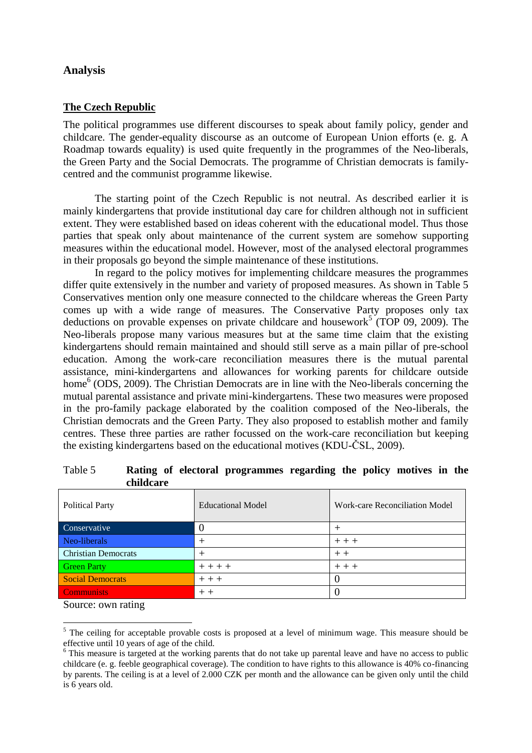## Analysis

### The Czech Republic

The political programmes use different discourses to speak about family policy, gender and childcare. The gender-equality discourse as an outcome of European Union efforts (e. g. A Roadmap towards equality) is used quite frequently in the programmes of the Neo-liberals, the Green Party and the Social Democrats. The programme of Christian democrats is family-centred and the communist programme likewise.

The starting point of the Czech Republic is not neutral. As described earlier it is mainly kindergartens that provide institutional day care for children although not in sufficient extent. They were established based on ideas coherent with the educational model. Thus those parties that speak only about maintenance of the current system are somehow supporting measures within the educational model. However, most of the analysed electoral programmes in their proposals go beyond the simple maintenance of these institutions.

In regard to the policy motives for implementing childcare measures the programmes differ quite extensively in the number and variety of proposed measures. As shown in Table 5 Conservatives mention only one measure connected to the childcare whereas the Green Party comes up with a wide range of measures. The Conservative Party proposes only tax deductions on provable expenses on private childcare and housework[5] (TOP 09, 2009). The Neo-liberals propose many various measures but at the same time claim that the existing kindergartens should remain maintained and should still serve as a main pillar of pre-school education. Among the work-care reconciliation measures there is the mutual parental assistance, mini-kindergartens and allowances for working parents for childcare outside home[6] (ODS, 2009). The Christian Democrats are in line with the Neo-liberals concerning the mutual parental assistance and private mini-kindergartens. These two measures were proposed in the pro-family package elaborated by the coalition composed of the Neo-liberals, the Christian democrats and the Green Party. They also proposed to establish mother and family centres. These three parties are rather focussed on the work-care reconciliation but keeping the existing kindergartens based on the educational motives (KDU-ČSL, 2009).

Table 5 **Rating of electoral programmes regarding the policy motives in the childcare**

| Political Party | Educational Model | Work-care Reconciliation Model |
|---|---|---|
| Conservative | 0 | + |
| Neo-liberals | + | + + + |
| Christian Democrats | + | + + |
| Green Party | + + + + | + + + |
| Social Democrats | + + + | 0 |
| Communists | + + | 0 |

Source: own rating

[5] The ceiling for acceptable provable costs is proposed at a level of minimum wage. This measure should be effective until 10 years of age of the child.

[6] This measure is targeted at the working parents that do not take up parental leave and have no access to public childcare (e. g. feeble geographical coverage). The condition to have rights to this allowance is 40% co-financing by parents. The ceiling is at a level of 2.000 CZK per month and the allowance can be given only until the child is 6 years old.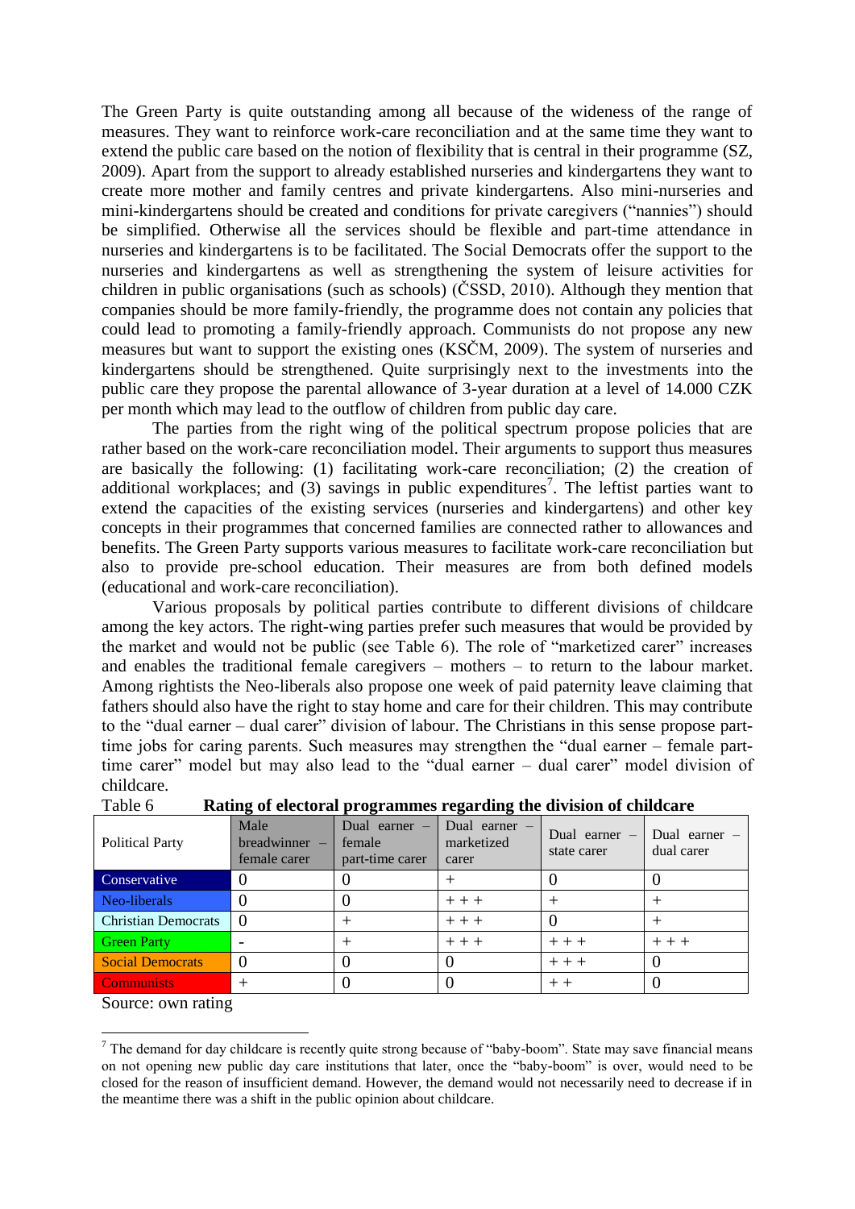The Green Party is quite outstanding among all because of the wideness of the range of measures. They want to reinforce work-care reconciliation and at the same time they want to extend the public care based on the notion of flexibility that is central in their programme (SZ, 2009). Apart from the support to already established nurseries and kindergartens they want to create more mother and family centres and private kindergartens. Also mini-nurseries and mini-kindergartens should be created and conditions for private caregivers ("nannies") should be simplified. Otherwise all the services should be flexible and part-time attendance in nurseries and kindergartens is to be facilitated. The Social Democrats offer the support to the nurseries and kindergartens as well as strengthening the system of leisure activities for children in public organisations (such as schools) (ČSSD, 2010). Although they mention that companies should be more family-friendly, the programme does not contain any policies that could lead to promoting a family-friendly approach. Communists do not propose any new measures but want to support the existing ones (KSČM, 2009). The system of nurseries and kindergartens should be strengthened. Quite surprisingly next to the investments into the public care they propose the parental allowance of 3-year duration at a level of 14.000 CZK per month which may lead to the outflow of children from public day care.

The parties from the right wing of the political spectrum propose policies that are rather based on the work-care reconciliation model. Their arguments to support thus measures are basically the following: (1) facilitating work-care reconciliation; (2) the creation of additional workplaces; and (3) savings in public expenditures[7]. The leftist parties want to extend the capacities of the existing services (nurseries and kindergartens) and other key concepts in their programmes that concerned families are connected rather to allowances and benefits. The Green Party supports various measures to facilitate work-care reconciliation but also to provide pre-school education. Their measures are from both defined models (educational and work-care reconciliation).

Various proposals by political parties contribute to different divisions of childcare among the key actors. The right-wing parties prefer such measures that would be provided by the market and would not be public (see Table 6). The role of "marketized carer" increases and enables the traditional female caregivers – mothers – to return to the labour market. Among rightists the Neo-liberals also propose one week of paid paternity leave claiming that fathers should also have the right to stay home and care for their children. This may contribute to the "dual earner – dual carer" division of labour. The Christians in this sense propose part-time jobs for caring parents. Such measures may strengthen the "dual earner – female part-time carer" model but may also lead to the "dual earner – dual carer" model division of childcare.

Table 6 **Rating of electoral programmes regarding the division of childcare**

| Political Party | Male breadwinner – female carer | Dual earner – female part-time carer | Dual earner – marketized carer | Dual earner – state carer | Dual earner – dual carer |
|---|---|---|---|---|---|
| Conservative | 0 | 0 | + | 0 | 0 |
| Neo-liberals | 0 | 0 | + + + | + | + |
| Christian Democrats | 0 | + | + + + | 0 | + |
| Green Party | - | + | + + + | + + + | + + + |
| Social Democrats | 0 | 0 | 0 | + + + | 0 |
| Communists | + | 0 | 0 | + + | 0 |

Source: own rating

[7] The demand for day childcare is recently quite strong because of "baby-boom". State may save financial means on not opening new public day care institutions that later, once the "baby-boom" is over, would need to be closed for the reason of insufficient demand. However, the demand would not necessarily need to decrease if in the meantime there was a shift in the public opinion about childcare.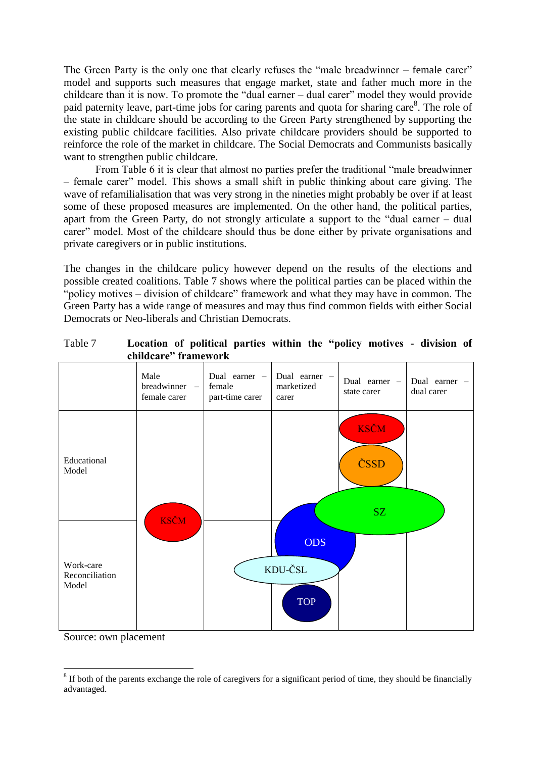The Green Party is the only one that clearly refuses the "male breadwinner – female carer" model and supports such measures that engage market, state and father much more in the childcare than it is now. To promote the "dual earner – dual carer" model they would provide paid paternity leave, part-time jobs for caring parents and quota for sharing care[8]. The role of the state in childcare should be according to the Green Party strengthened by supporting the existing public childcare facilities. Also private childcare providers should be supported to reinforce the role of the market in childcare. The Social Democrats and Communists basically want to strengthen public childcare.

From Table 6 it is clear that almost no parties prefer the traditional "male breadwinner – female carer" model. This shows a small shift in public thinking about care giving. The wave of refamilialisation that was very strong in the nineties might probably be over if at least some of these proposed measures are implemented. On the other hand, the political parties, apart from the Green Party, do not strongly articulate a support to the "dual earner – dual carer" model. Most of the childcare should thus be done either by private organisations and private caregivers or in public institutions.

The changes in the childcare policy however depend on the results of the elections and possible created coalitions. Table 7 shows where the political parties can be placed within the "policy motives – division of childcare" framework and what they may have in common. The Green Party has a wide range of measures and may thus find common fields with either Social Democrats or Neo-liberals and Christian Democrats.

Table 7 **Location of political parties within the "policy motives - division of childcare" framework**

| | Male breadwinner – female carer | Dual earner – female part-time carer | Dual earner – marketized carer | Dual earner – state carer | Dual earner – dual carer |
|---|---|---|---|---|---|
| Educational Model | KSČM | | | KSČM, ČSSD, SZ | SZ |
| Work-care Reconciliation Model | KSČM | KDU-ČSL | ODS, KDU-ČSL, TOP | ODS, SZ | |

Source: own placement

[8] If both of the parents exchange the role of caregivers for a significant period of time, they should be financially advantaged.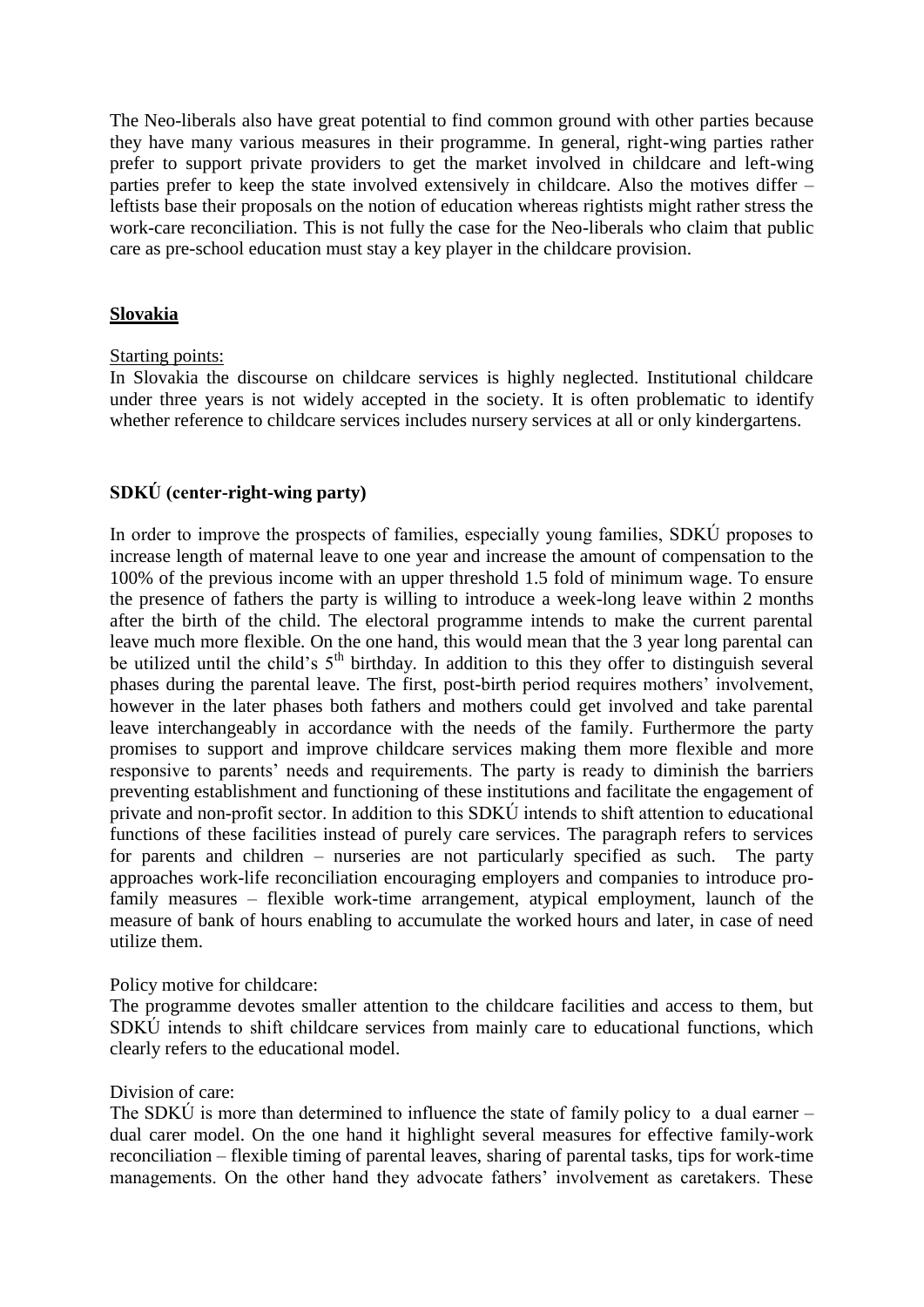The Neo-liberals also have great potential to find common ground with other parties because they have many various measures in their programme. In general, right-wing parties rather prefer to support private providers to get the market involved in childcare and left-wing parties prefer to keep the state involved extensively in childcare. Also the motives differ – leftists base their proposals on the notion of education whereas rightists might rather stress the work-care reconciliation. This is not fully the case for the Neo-liberals who claim that public care as pre-school education must stay a key player in the childcare provision.

## Slovakia

Starting points:

In Slovakia the discourse on childcare services is highly neglected. Institutional childcare under three years is not widely accepted in the society. It is often problematic to identify whether reference to childcare services includes nursery services at all or only kindergartens.

### SDKÚ (center-right-wing party)

In order to improve the prospects of families, especially young families, SDKÚ proposes to increase length of maternal leave to one year and increase the amount of compensation to the 100% of the previous income with an upper threshold 1.5 fold of minimum wage. To ensure the presence of fathers the party is willing to introduce a week-long leave within 2 months after the birth of the child. The electoral programme intends to make the current parental leave much more flexible. On the one hand, this would mean that the 3 year long parental can be utilized until the child's 5th birthday. In addition to this they offer to distinguish several phases during the parental leave. The first, post-birth period requires mothers' involvement, however in the later phases both fathers and mothers could get involved and take parental leave interchangeably in accordance with the needs of the family. Furthermore the party promises to support and improve childcare services making them more flexible and more responsive to parents' needs and requirements. The party is ready to diminish the barriers preventing establishment and functioning of these institutions and facilitate the engagement of private and non-profit sector. In addition to this SDKÚ intends to shift attention to educational functions of these facilities instead of purely care services. The paragraph refers to services for parents and children – nurseries are not particularly specified as such. The party approaches work-life reconciliation encouraging employers and companies to introduce pro-family measures – flexible work-time arrangement, atypical employment, launch of the measure of bank of hours enabling to accumulate the worked hours and later, in case of need utilize them.

Policy motive for childcare:

The programme devotes smaller attention to the childcare facilities and access to them, but SDKÚ intends to shift childcare services from mainly care to educational functions, which clearly refers to the educational model.

Division of care:

The SDKÚ is more than determined to influence the state of family policy to a dual earner – dual carer model. On the one hand it highlight several measures for effective family-work reconciliation – flexible timing of parental leaves, sharing of parental tasks, tips for work-time managements. On the other hand they advocate fathers' involvement as caretakers. These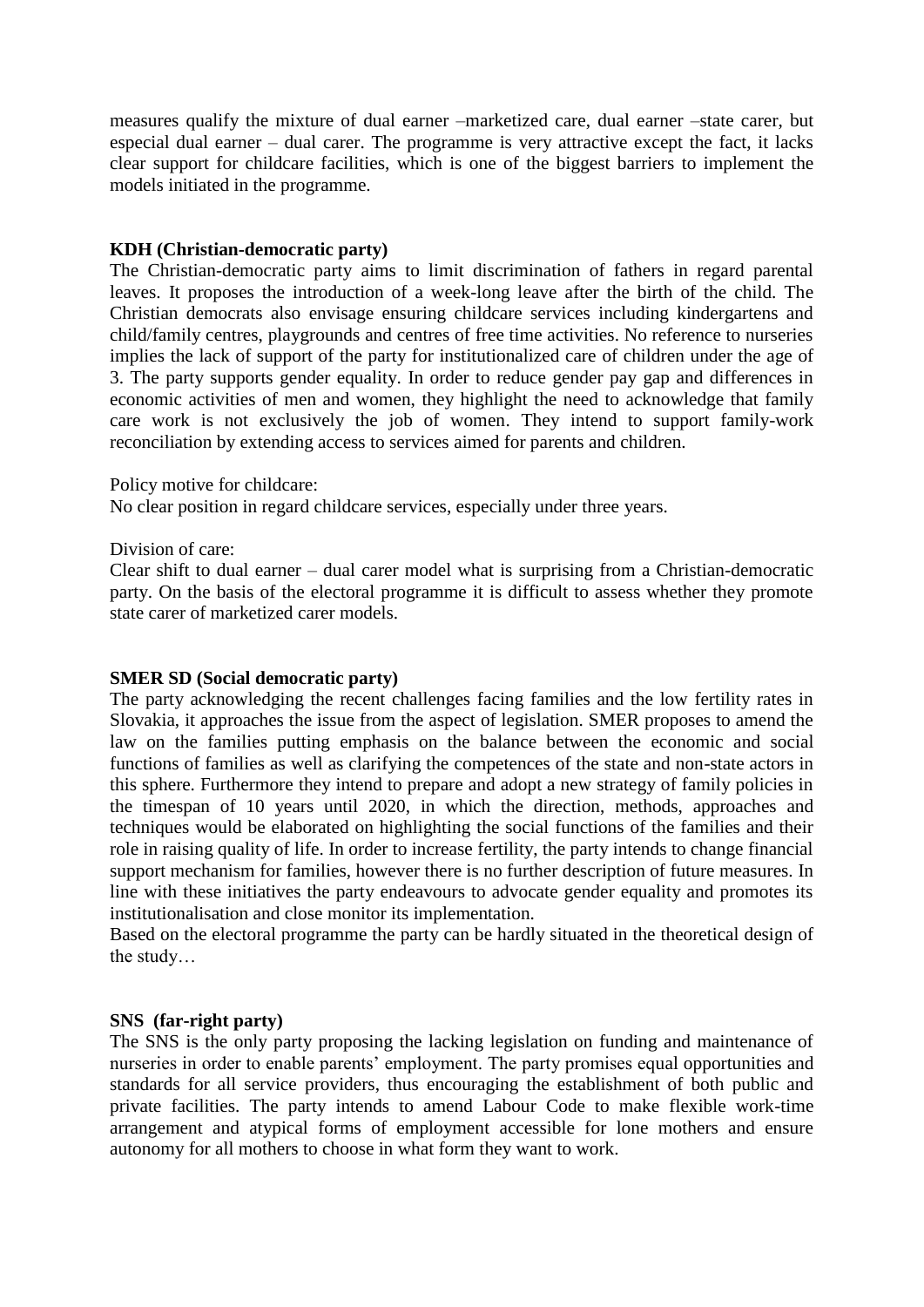measures qualify the mixture of dual earner –marketized care, dual earner –state carer, but especial dual earner – dual carer. The programme is very attractive except the fact, it lacks clear support for childcare facilities, which is one of the biggest barriers to implement the models initiated in the programme.

**KDH (Christian-democratic party)**

The Christian-democratic party aims to limit discrimination of fathers in regard parental leaves. It proposes the introduction of a week-long leave after the birth of the child. The Christian democrats also envisage ensuring childcare services including kindergartens and child/family centres, playgrounds and centres of free time activities. No reference to nurseries implies the lack of support of the party for institutionalized care of children under the age of 3. The party supports gender equality. In order to reduce gender pay gap and differences in economic activities of men and women, they highlight the need to acknowledge that family care work is not exclusively the job of women. They intend to support family-work reconciliation by extending access to services aimed for parents and children.

Policy motive for childcare:
No clear position in regard childcare services, especially under three years.

Division of care:
Clear shift to dual earner – dual carer model what is surprising from a Christian-democratic party. On the basis of the electoral programme it is difficult to assess whether they promote state carer of marketized carer models.

**SMER SD (Social democratic party)**

The party acknowledging the recent challenges facing families and the low fertility rates in Slovakia, it approaches the issue from the aspect of legislation. SMER proposes to amend the law on the families putting emphasis on the balance between the economic and social functions of families as well as clarifying the competences of the state and non-state actors in this sphere. Furthermore they intend to prepare and adopt a new strategy of family policies in the timespan of 10 years until 2020, in which the direction, methods, approaches and techniques would be elaborated on highlighting the social functions of the families and their role in raising quality of life. In order to increase fertility, the party intends to change financial support mechanism for families, however there is no further description of future measures. In line with these initiatives the party endeavours to advocate gender equality and promotes its institutionalisation and close monitor its implementation.
Based on the electoral programme the party can be hardly situated in the theoretical design of the study…

**SNS (far-right party)**

The SNS is the only party proposing the lacking legislation on funding and maintenance of nurseries in order to enable parents' employment. The party promises equal opportunities and standards for all service providers, thus encouraging the establishment of both public and private facilities. The party intends to amend Labour Code to make flexible work-time arrangement and atypical forms of employment accessible for lone mothers and ensure autonomy for all mothers to choose in what form they want to work.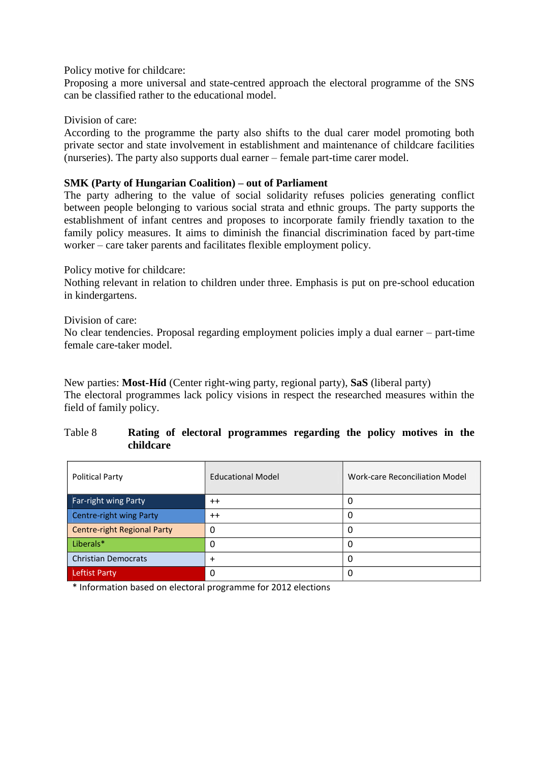Policy motive for childcare:
Proposing a more universal and state-centred approach the electoral programme of the SNS can be classified rather to the educational model.

Division of care:
According to the programme the party also shifts to the dual carer model promoting both private sector and state involvement in establishment and maintenance of childcare facilities (nurseries). The party also supports dual earner – female part-time carer model.

**SMK (Party of Hungarian Coalition) – out of Parliament**
The party adhering to the value of social solidarity refuses policies generating conflict between people belonging to various social strata and ethnic groups. The party supports the establishment of infant centres and proposes to incorporate family friendly taxation to the family policy measures. It aims to diminish the financial discrimination faced by part-time worker – care taker parents and facilitates flexible employment policy.

Policy motive for childcare:
Nothing relevant in relation to children under three. Emphasis is put on pre-school education in kindergartens.

Division of care:
No clear tendencies. Proposal regarding employment policies imply a dual earner – part-time female care-taker model.

New parties: **Most-Híd** (Center right-wing party, regional party), **SaS** (liberal party)
The electoral programmes lack policy visions in respect the researched measures within the field of family policy.

Table 8 **Rating of electoral programmes regarding the policy motives in the childcare**

| Political Party | Educational Model | Work-care Reconciliation Model |
|---|---|---|
| Far-right wing Party | ++ | 0 |
| Centre-right wing Party | ++ | 0 |
| Centre-right Regional Party | 0 | 0 |
| Liberals* | 0 | 0 |
| Christian Democrats | + | 0 |
| Leftist Party | 0 | 0 |

* Information based on electoral programme for 2012 elections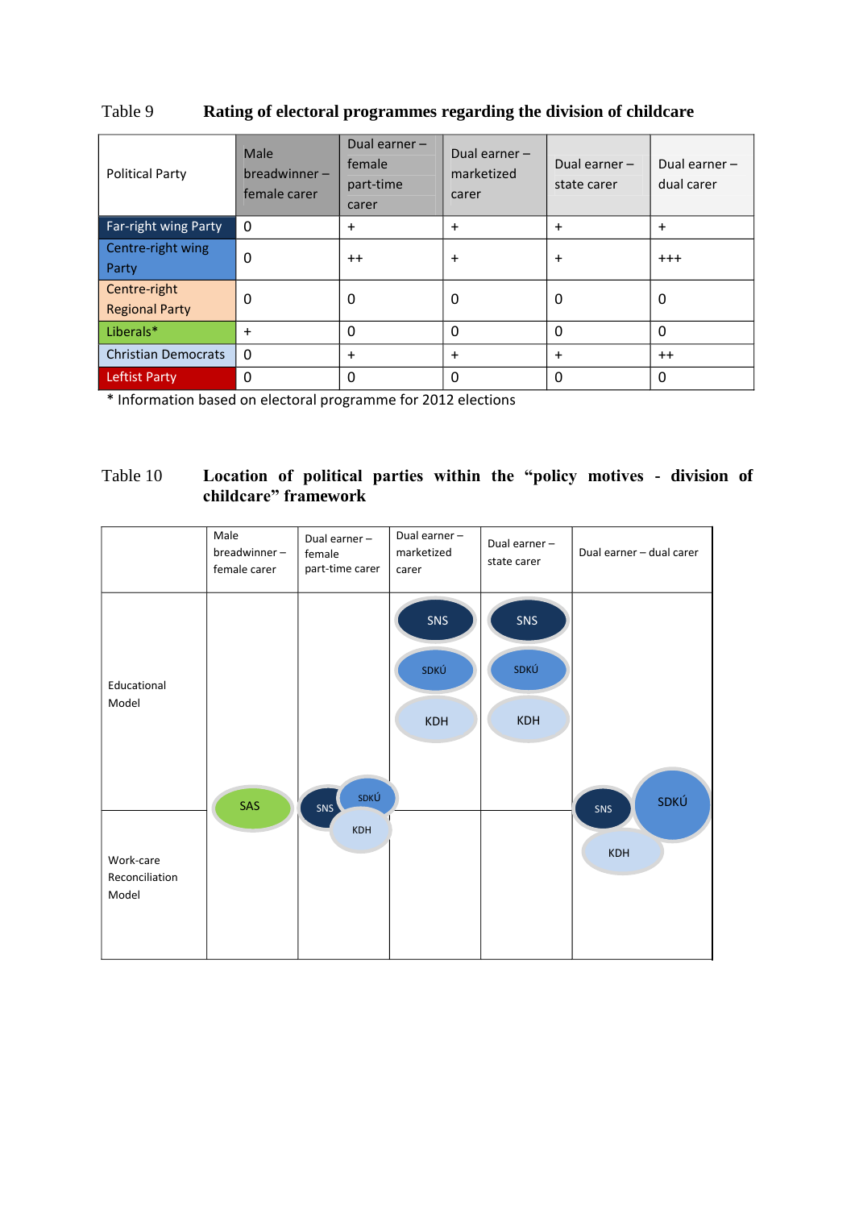Table 9 **Rating of electoral programmes regarding the division of childcare**

| Political Party | Male breadwinner – female carer | Dual earner – female part-time carer | Dual earner – marketized carer | Dual earner – state carer | Dual earner – dual carer |
|---|---|---|---|---|---|
| Far-right wing Party | 0 | + | + | + | + |
| Centre-right wing Party | 0 | ++ | + | + | +++ |
| Centre-right Regional Party | 0 | 0 | 0 | 0 | 0 |
| Liberals* | + | 0 | 0 | 0 | 0 |
| Christian Democrats | 0 | + | + | + | ++ |
| Leftist Party | 0 | 0 | 0 | 0 | 0 |

\* Information based on electoral programme for 2012 elections

Table 10 **Location of political parties within the "policy motives - division of childcare" framework**

| | Male breadwinner – female carer | Dual earner – female part-time carer | Dual earner – marketized carer | Dual earner – state carer | Dual earner – dual carer |
|---|---|---|---|---|---|
| Educational Model | | | SNS, SDKÚ, KDH | SNS, SDKÚ, KDH | |
| Work-care Reconciliation Model | SAS | SNS, SDKÚ, KDH | | | SNS, SDKÚ, KDH |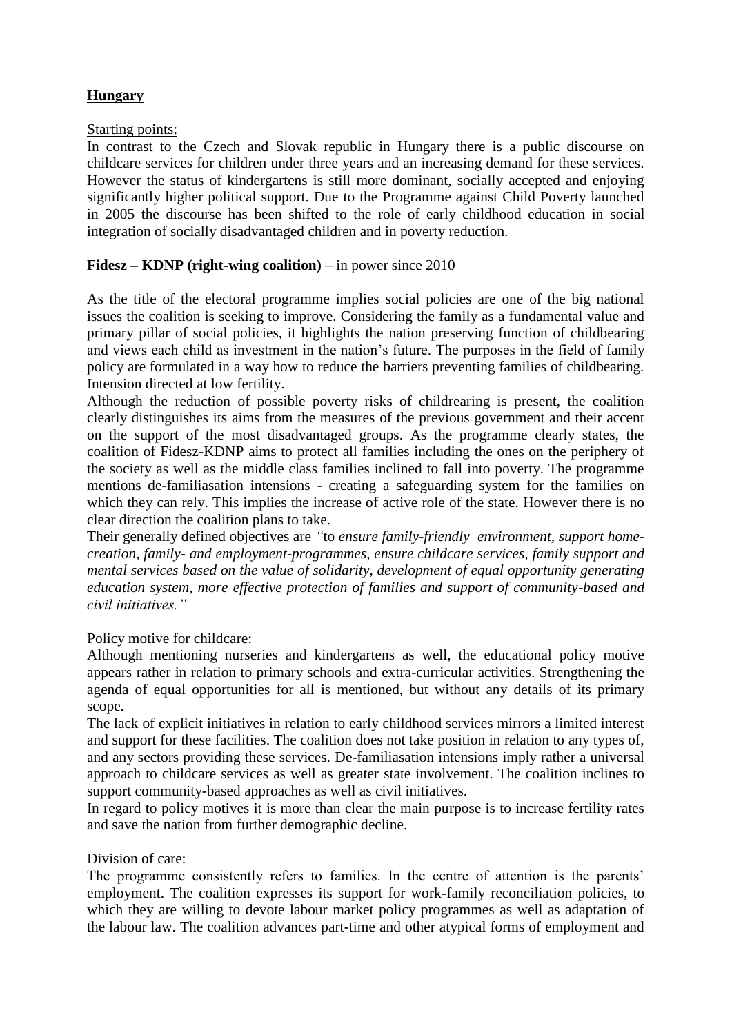**Hungary**

Starting points:

In contrast to the Czech and Slovak republic in Hungary there is a public discourse on childcare services for children under three years and an increasing demand for these services. However the status of kindergartens is still more dominant, socially accepted and enjoying significantly higher political support. Due to the Programme against Child Poverty launched in 2005 the discourse has been shifted to the role of early childhood education in social integration of socially disadvantaged children and in poverty reduction.

**Fidesz – KDNP (right-wing coalition)** – in power since 2010

As the title of the electoral programme implies social policies are one of the big national issues the coalition is seeking to improve. Considering the family as a fundamental value and primary pillar of social policies, it highlights the nation preserving function of childbearing and views each child as investment in the nation's future. The purposes in the field of family policy are formulated in a way how to reduce the barriers preventing families of childbearing. Intension directed at low fertility.

Although the reduction of possible poverty risks of childrearing is present, the coalition clearly distinguishes its aims from the measures of the previous government and their accent on the support of the most disadvantaged groups. As the programme clearly states, the coalition of Fidesz-KDNP aims to protect all families including the ones on the periphery of the society as well as the middle class families inclined to fall into poverty. The programme mentions de-familiasation intensions - creating a safeguarding system for the families on which they can rely. This implies the increase of active role of the state. However there is no clear direction the coalition plans to take.

Their generally defined objectives are *"to ensure family-friendly environment, support home-creation, family- and employment-programmes, ensure childcare services, family support and mental services based on the value of solidarity, development of equal opportunity generating education system, more effective protection of families and support of community-based and civil initiatives."*

Policy motive for childcare:

Although mentioning nurseries and kindergartens as well, the educational policy motive appears rather in relation to primary schools and extra-curricular activities. Strengthening the agenda of equal opportunities for all is mentioned, but without any details of its primary scope.

The lack of explicit initiatives in relation to early childhood services mirrors a limited interest and support for these facilities. The coalition does not take position in relation to any types of, and any sectors providing these services. De-familiasation intensions imply rather a universal approach to childcare services as well as greater state involvement. The coalition inclines to support community-based approaches as well as civil initiatives.

In regard to policy motives it is more than clear the main purpose is to increase fertility rates and save the nation from further demographic decline.

Division of care:

The programme consistently refers to families. In the centre of attention is the parents' employment. The coalition expresses its support for work-family reconciliation policies, to which they are willing to devote labour market policy programmes as well as adaptation of the labour law. The coalition advances part-time and other atypical forms of employment and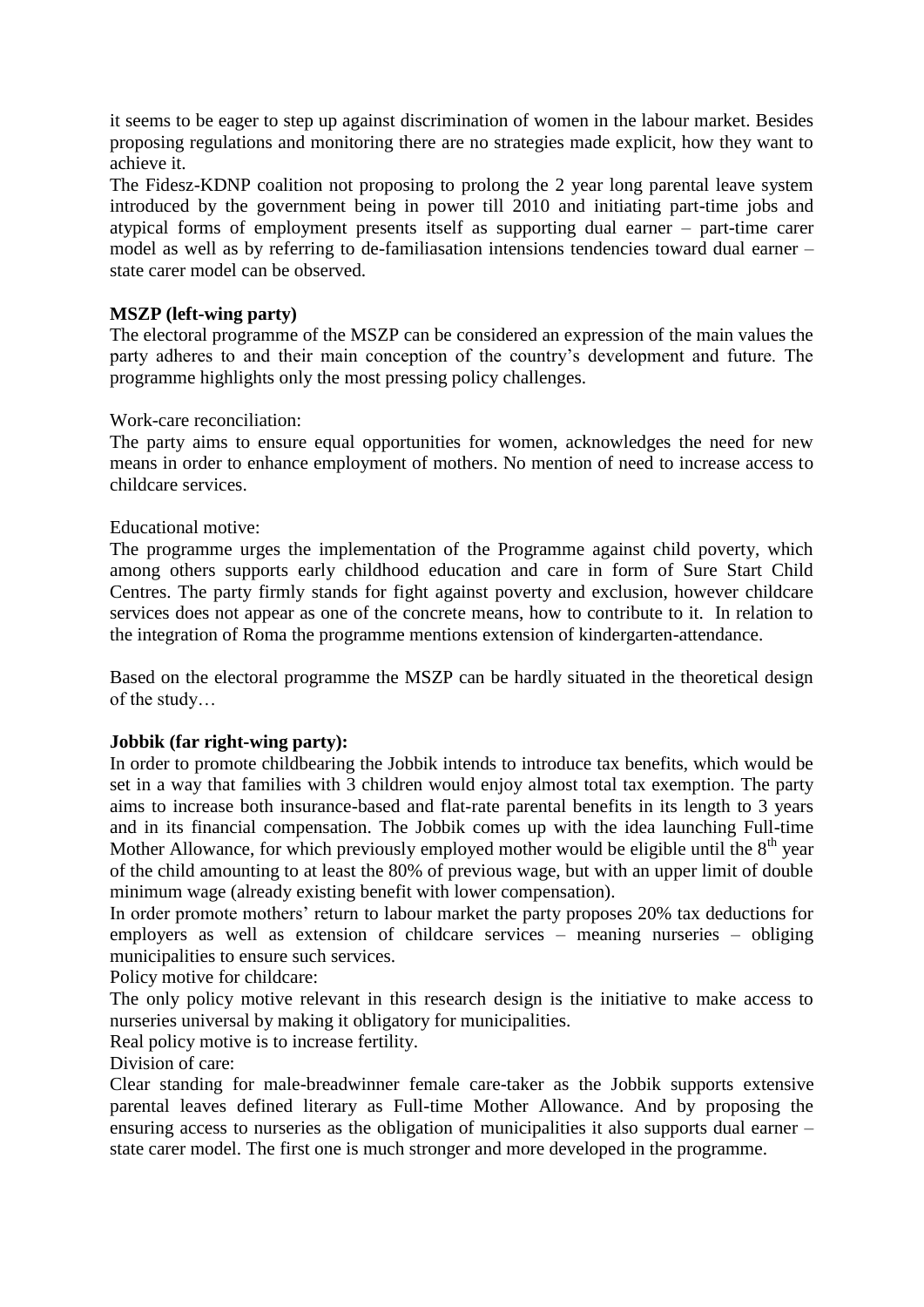it seems to be eager to step up against discrimination of women in the labour market. Besides proposing regulations and monitoring there are no strategies made explicit, how they want to achieve it.

The Fidesz-KDNP coalition not proposing to prolong the 2 year long parental leave system introduced by the government being in power till 2010 and initiating part-time jobs and atypical forms of employment presents itself as supporting dual earner – part-time carer model as well as by referring to de-familiasation intensions tendencies toward dual earner – state carer model can be observed.

**MSZP (left-wing party)**

The electoral programme of the MSZP can be considered an expression of the main values the party adheres to and their main conception of the country's development and future. The programme highlights only the most pressing policy challenges.

Work-care reconciliation:

The party aims to ensure equal opportunities for women, acknowledges the need for new means in order to enhance employment of mothers. No mention of need to increase access to childcare services.

Educational motive:

The programme urges the implementation of the Programme against child poverty, which among others supports early childhood education and care in form of Sure Start Child Centres. The party firmly stands for fight against poverty and exclusion, however childcare services does not appear as one of the concrete means, how to contribute to it. In relation to the integration of Roma the programme mentions extension of kindergarten-attendance.

Based on the electoral programme the MSZP can be hardly situated in the theoretical design of the study…

**Jobbik (far right-wing party):**

In order to promote childbearing the Jobbik intends to introduce tax benefits, which would be set in a way that families with 3 children would enjoy almost total tax exemption. The party aims to increase both insurance-based and flat-rate parental benefits in its length to 3 years and in its financial compensation. The Jobbik comes up with the idea launching Full-time Mother Allowance, for which previously employed mother would be eligible until the 8th year of the child amounting to at least the 80% of previous wage, but with an upper limit of double minimum wage (already existing benefit with lower compensation).

In order promote mothers' return to labour market the party proposes 20% tax deductions for employers as well as extension of childcare services – meaning nurseries – obliging municipalities to ensure such services.

Policy motive for childcare:

The only policy motive relevant in this research design is the initiative to make access to nurseries universal by making it obligatory for municipalities.

Real policy motive is to increase fertility.

Division of care:

Clear standing for male-breadwinner female care-taker as the Jobbik supports extensive parental leaves defined literary as Full-time Mother Allowance. And by proposing the ensuring access to nurseries as the obligation of municipalities it also supports dual earner – state carer model. The first one is much stronger and more developed in the programme.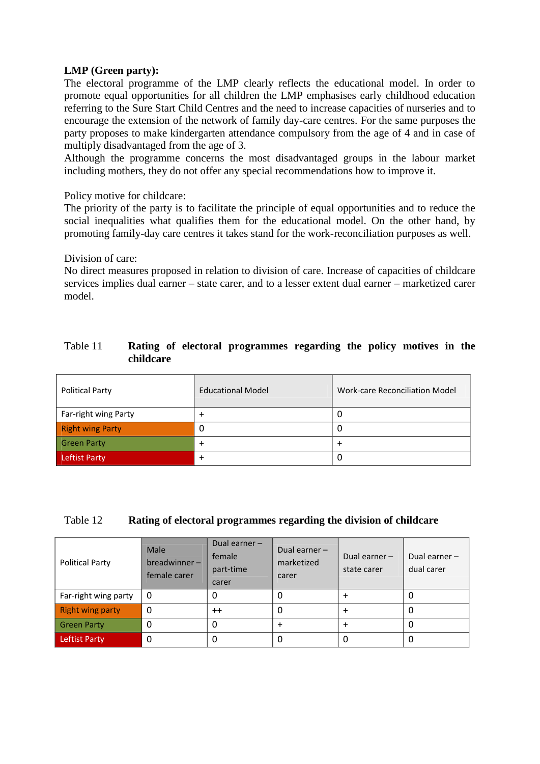**LMP (Green party):**

The electoral programme of the LMP clearly reflects the educational model. In order to promote equal opportunities for all children the LMP emphasises early childhood education referring to the Sure Start Child Centres and the need to increase capacities of nurseries and to encourage the extension of the network of family day-care centres. For the same purposes the party proposes to make kindergarten attendance compulsory from the age of 4 and in case of multiply disadvantaged from the age of 3.

Although the programme concerns the most disadvantaged groups in the labour market including mothers, they do not offer any special recommendations how to improve it.

Policy motive for childcare:

The priority of the party is to facilitate the principle of equal opportunities and to reduce the social inequalities what qualifies them for the educational model. On the other hand, by promoting family-day care centres it takes stand for the work-reconciliation purposes as well.

Division of care:

No direct measures proposed in relation to division of care. Increase of capacities of childcare services implies dual earner – state carer, and to a lesser extent dual earner – marketized carer model.

Table 11 **Rating of electoral programmes regarding the policy motives in the childcare**

| Political Party | Educational Model | Work-care Reconciliation Model |
|---|---|---|
| Far-right wing Party | + | 0 |
| Right wing Party | 0 | 0 |
| Green Party | + | + |
| Leftist Party | + | 0 |

Table 12 **Rating of electoral programmes regarding the division of childcare**

| Political Party | Male breadwinner – female carer | Dual earner – female part-time carer | Dual earner – marketized carer | Dual earner – state carer | Dual earner – dual carer |
|---|---|---|---|---|---|
| Far-right wing party | 0 | 0 | 0 | + | 0 |
| Right wing party | 0 | ++ | 0 | + | 0 |
| Green Party | 0 | 0 | + | + | 0 |
| Leftist Party | 0 | 0 | 0 | 0 | 0 |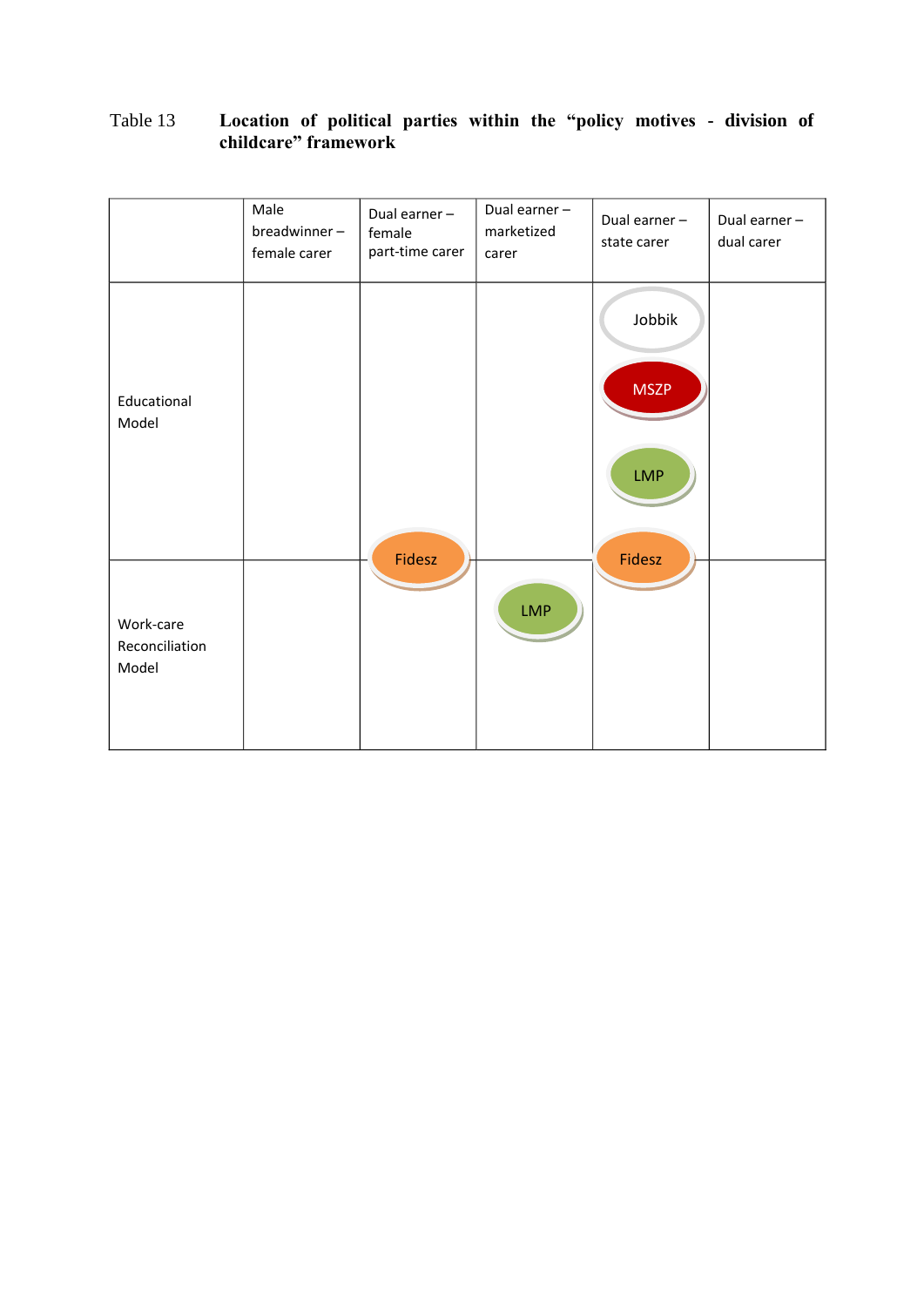Table 13 **Location of political parties within the "policy motives - division of childcare" framework**

| | Male breadwinner – female carer | Dual earner – female part-time carer | Dual earner – marketized carer | Dual earner – state carer | Dual earner – dual carer |
|---|---|---|---|---|---|
| Educational Model | | Fidesz | | Jobbik, MSZP, LMP, Fidesz | |
| Work-care Reconciliation Model | | Fidesz | LMP | Fidesz | |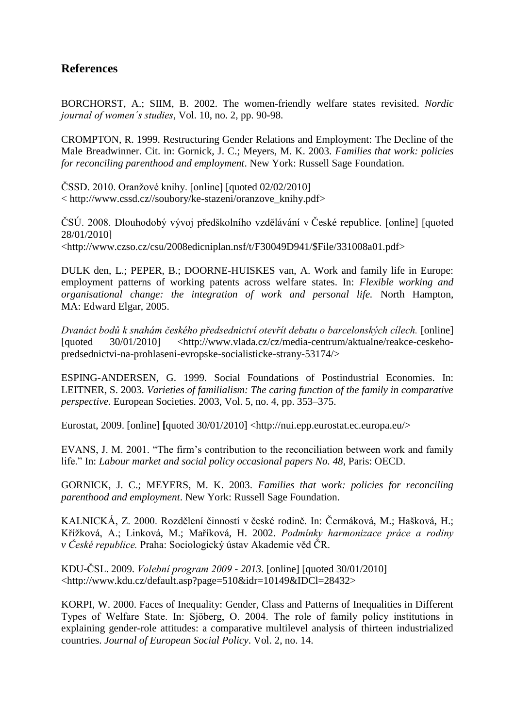## References

BORCHORST, A.; SIIM, B. 2002. The women-friendly welfare states revisited. *Nordic journal of women´s studies*, Vol. 10, no. 2, pp. 90-98.

CROMPTON, R. 1999. Restructuring Gender Relations and Employment: The Decline of the Male Breadwinner. Cit. in: Gornick, J. C.; Meyers, M. K. 2003. *Families that work: policies for reconciling parenthood and employment*. New York: Russell Sage Foundation.

ČSSD. 2010. Oranžové knihy. [online] [quoted 02/02/2010]
< http://www.cssd.cz//soubory/ke-stazeni/oranzove_knihy.pdf>

ČSÚ. 2008. Dlouhodobý vývoj předškolního vzdělávání v České republice. [online] [quoted 28/01/2010]
<http://www.czso.cz/csu/2008edicniplan.nsf/t/F30049D941/$File/331008a01.pdf>

DULK den, L.; PEPER, B.; DOORNE-HUISKES van, A. Work and family life in Europe: employment patterns of working patents across welfare states. In: *Flexible working and organisational change: the integration of work and personal life.* North Hampton, MA: Edward Elgar, 2005.

*Dvanáct bodů k snahám českého předsednictví otevřít debatu o barcelonských cílech.* [online] [quoted 30/01/2010] <http://www.vlada.cz/cz/media-centrum/aktualne/reakce-ceskeho-predsednictvi-na-prohlaseni-evropske-socialisticke-strany-53174/>

ESPING-ANDERSEN, G. 1999. Social Foundations of Postindustrial Economies. In: LEITNER, S. 2003. *Varieties of familialism: The caring function of the family in comparative perspective.* European Societies. 2003, Vol. 5, no. 4, pp. 353–375.

Eurostat, 2009. [online] **[**quoted 30/01/2010] <http://nui.epp.eurostat.ec.europa.eu/>

EVANS, J. M. 2001. "The firm's contribution to the reconciliation between work and family life." In: *Labour market and social policy occasional papers No. 48*, Paris: OECD.

GORNICK, J. C.; MEYERS, M. K. 2003. *Families that work: policies for reconciling parenthood and employment*. New York: Russell Sage Foundation.

KALNICKÁ, Z. 2000. Rozdělení činností v české rodině. In: Čermáková, M.; Hašková, H.; Křížková, A.; Linková, M.; Maříková, H. 2002. *Podmínky harmonizace práce a rodiny v České republice.* Praha: Sociologický ústav Akademie věd ČR.

KDU-ČSL. 2009. *Volební program 2009 - 2013.* [online] [quoted 30/01/2010]
<http://www.kdu.cz/default.asp?page=510&idr=10149&IDCl=28432>

KORPI, W. 2000. Faces of Inequality: Gender, Class and Patterns of Inequalities in Different Types of Welfare State. In: Sjöberg, O. 2004. The role of family policy institutions in explaining gender-role attitudes: a comparative multilevel analysis of thirteen industrialized countries. *Journal of European Social Policy*. Vol. 2, no. 14.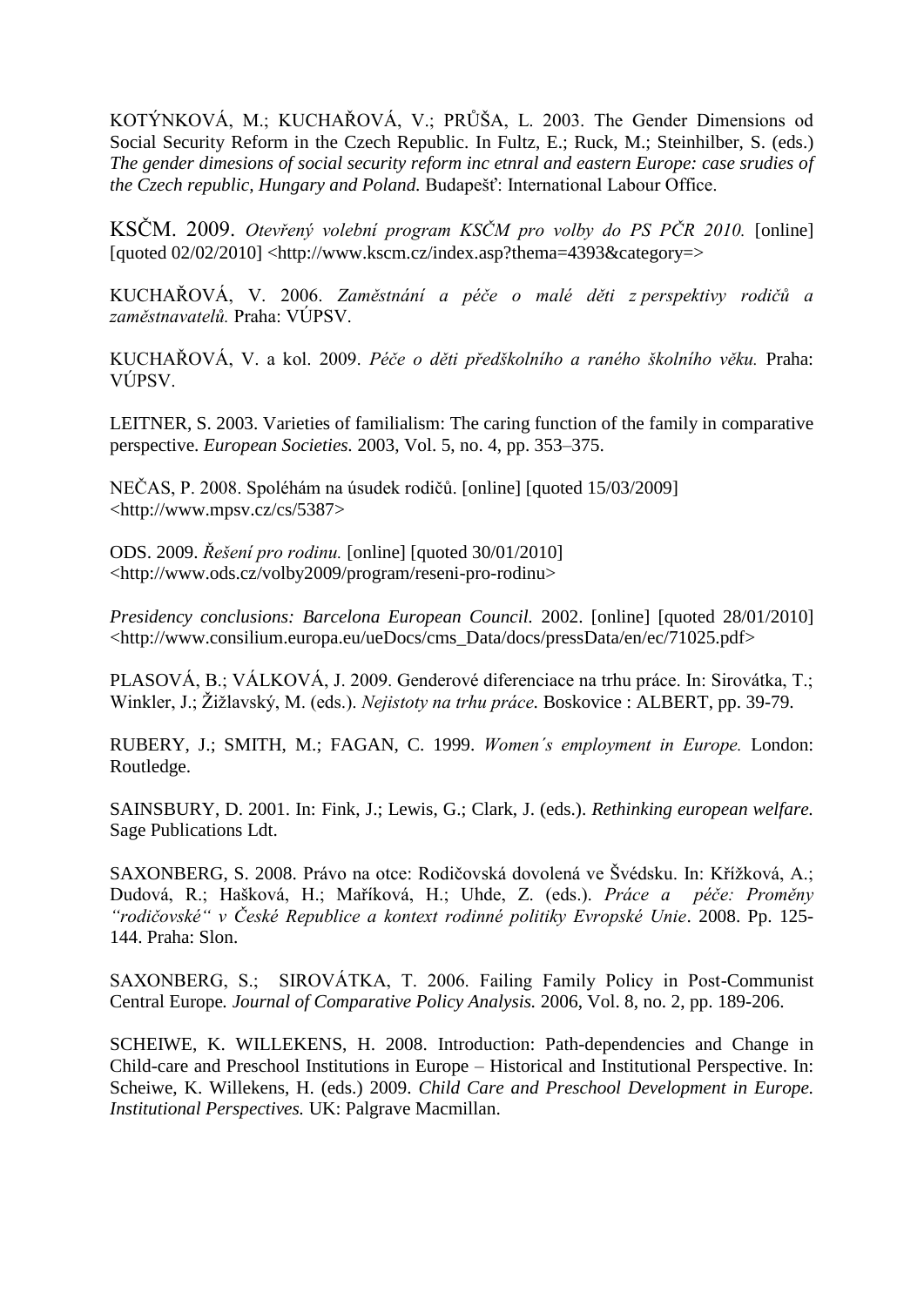KOTÝNKOVÁ, M.; KUCHAŘOVÁ, V.; PRŮŠA, L. 2003. The Gender Dimensions od Social Security Reform in the Czech Republic. In Fultz, E.; Ruck, M.; Steinhilber, S. (eds.) *The gender dimesions of social security reform inc etnral and eastern Europe: case srudies of the Czech republic, Hungary and Poland.* Budapešť: International Labour Office.

KSČM. 2009. *Otevřený volební program KSČM pro volby do PS PČR 2010.* [online] [quoted 02/02/2010] <http://www.kscm.cz/index.asp?thema=4393&category=>

KUCHAŘOVÁ, V. 2006. *Zaměstnání a péče o malé děti z perspektivy rodičů a zaměstnavatelů.* Praha: VÚPSV.

KUCHAŘOVÁ, V. a kol. 2009. *Péče o děti předškolního a raného školního věku.* Praha: VÚPSV.

LEITNER, S. 2003. Varieties of familialism: The caring function of the family in comparative perspective. *European Societies.* 2003, Vol. 5, no. 4, pp. 353–375.

NEČAS, P. 2008. Spoléhám na úsudek rodičů. [online] [quoted 15/03/2009] <http://www.mpsv.cz/cs/5387>

ODS. 2009. *Řešení pro rodinu.* [online] [quoted 30/01/2010] <http://www.ods.cz/volby2009/program/reseni-pro-rodinu>

*Presidency conclusions: Barcelona European Council.* 2002. [online] [quoted 28/01/2010] <http://www.consilium.europa.eu/ueDocs/cms_Data/docs/pressData/en/ec/71025.pdf>

PLASOVÁ, B.; VÁLKOVÁ, J. 2009. Genderové diferenciace na trhu práce. In: Sirovátka, T.; Winkler, J.; Žižlavský, M. (eds.). *Nejistoty na trhu práce.* Boskovice : ALBERT, pp. 39-79.

RUBERY, J.; SMITH, M.; FAGAN, C. 1999. *Women´s employment in Europe.* London: Routledge.

SAINSBURY, D. 2001. In: Fink, J.; Lewis, G.; Clark, J. (eds.). *Rethinking european welfare.* Sage Publications Ldt.

SAXONBERG, S. 2008. Právo na otce: Rodičovská dovolená ve Švédsku. In: Křížková, A.; Dudová, R.; Hašková, H.; Maříková, H.; Uhde, Z. (eds.). *Práce a péče: Proměny "rodičovské" v České Republice a kontext rodinné politiky Evropské Unie*. 2008. Pp. 125-144. Praha: Slon.

SAXONBERG, S.; SIROVÁTKA, T. 2006. Failing Family Policy in Post-Communist Central Europe*. Journal of Comparative Policy Analysis.* 2006, Vol. 8, no. 2, pp. 189-206.

SCHEIWE, K. WILLEKENS, H. 2008. Introduction: Path-dependencies and Change in Child-care and Preschool Institutions in Europe – Historical and Institutional Perspective. In: Scheiwe, K. Willekens, H. (eds.) 2009. *Child Care and Preschool Development in Europe. Institutional Perspectives.* UK: Palgrave Macmillan.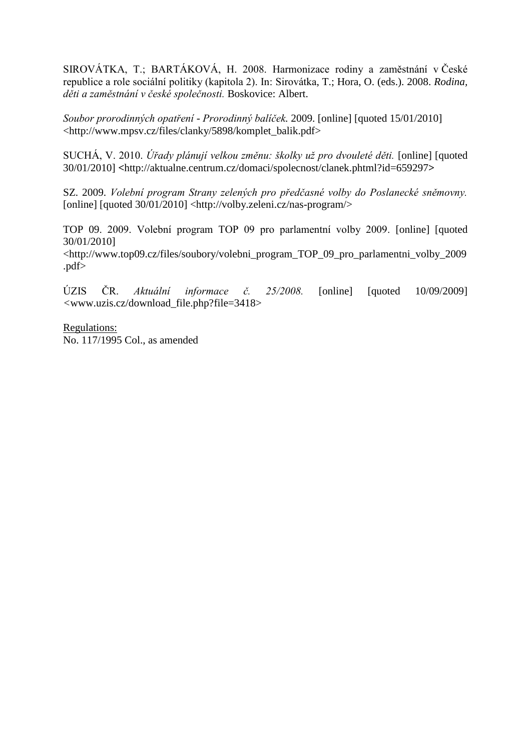SIROVÁTKA, T.; BARTÁKOVÁ, H. 2008. Harmonizace rodiny a zaměstnání v České republice a role sociální politiky (kapitola 2). In: Sirovátka, T.; Hora, O. (eds.). 2008. *Rodina, děti a zaměstnání v české společnosti.* Boskovice: Albert.

*Soubor prorodinných opatření - Prorodinný balíček.* 2009. [online] [quoted 15/01/2010] <http://www.mpsv.cz/files/clanky/5898/komplet_balik.pdf>

SUCHÁ, V. 2010. *Úřady plánují velkou změnu: školky už pro dvouleté děti.* [online] [quoted 30/01/2010] <http://aktualne.centrum.cz/domaci/spolecnost/clanek.phtml?id=659297>

SZ. 2009. *Volební program Strany zelených pro předčasné volby do Poslanecké sněmovny.* [online] [quoted 30/01/2010] <http://volby.zeleni.cz/nas-program/>

TOP 09. 2009. Volební program TOP 09 pro parlamentní volby 2009. [online] [quoted 30/01/2010] <http://www.top09.cz/files/soubory/volebni_program_TOP_09_pro_parlamentni_volby_2009.pdf>

ÚZIS ČR. *Aktuální informace č. 25/2008.* [online] [quoted 10/09/2009] <www.uzis.cz/download_file.php?file=3418>

Regulations:
No. 117/1995 Col., as amended